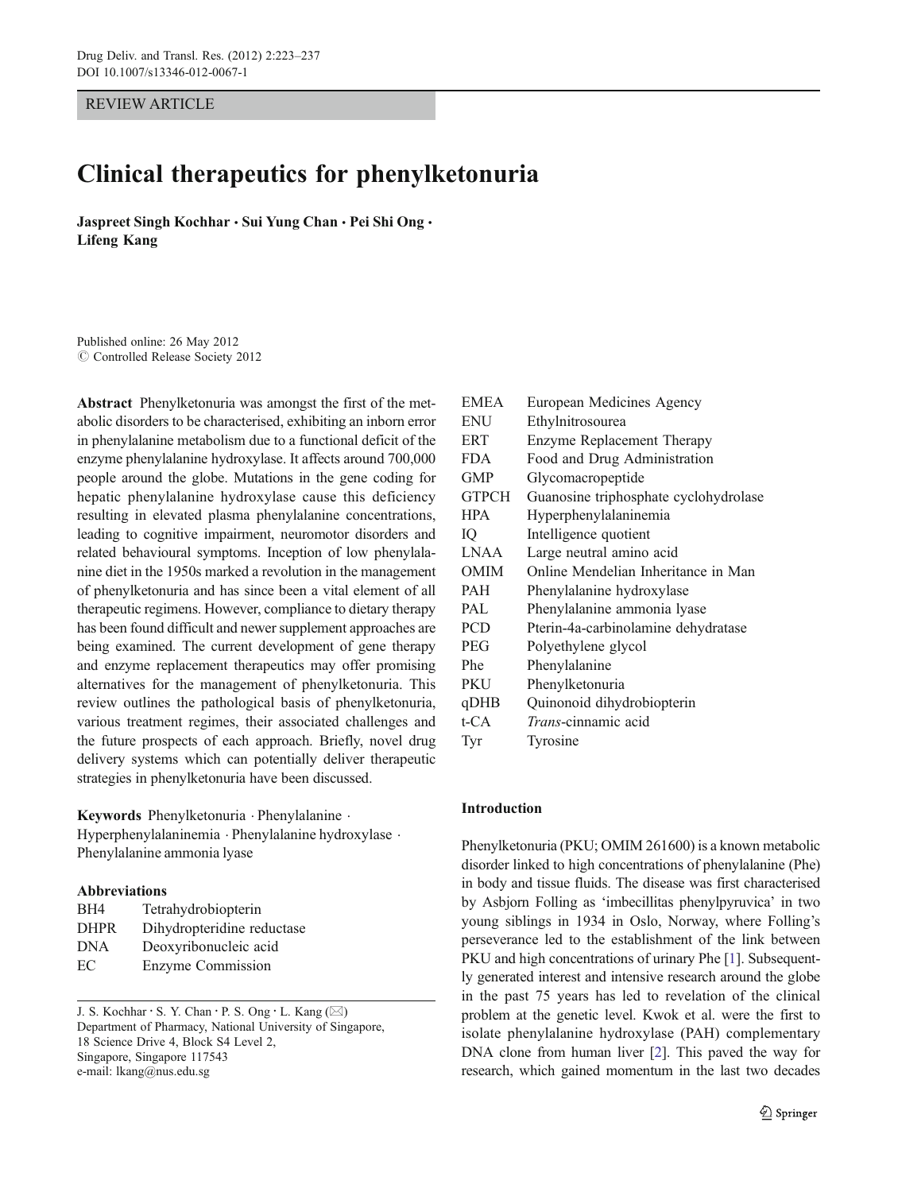REVIEW ARTICLE

# Clinical therapeutics for phenylketonuria

**Jaspreet Singh Kochhar · Sui Yung Chan · Pei Shi Ong · Lifeng Kang**

Published online: 26 May 2012
© Controlled Release Society 2012

**Abstract** Phenylketonuria was amongst the first of the metabolic disorders to be characterised, exhibiting an inborn error in phenylalanine metabolism due to a functional deficit of the enzyme phenylalanine hydroxylase. It affects around 700,000 people around the globe. Mutations in the gene coding for hepatic phenylalanine hydroxylase cause this deficiency resulting in elevated plasma phenylalanine concentrations, leading to cognitive impairment, neuromotor disorders and related behavioural symptoms. Inception of low phenylalanine diet in the 1950s marked a revolution in the management of phenylketonuria and has since been a vital element of all therapeutic regimens. However, compliance to dietary therapy has been found difficult and newer supplement approaches are being examined. The current development of gene therapy and enzyme replacement therapeutics may offer promising alternatives for the management of phenylketonuria. This review outlines the pathological basis of phenylketonuria, various treatment regimes, their associated challenges and the future prospects of each approach. Briefly, novel drug delivery systems which can potentially deliver therapeutic strategies in phenylketonuria have been discussed.

**Keywords** Phenylketonuria · Phenylalanine · Hyperphenylalaninemia · Phenylalanine hydroxylase · Phenylalanine ammonia lyase

**Abbreviations**

| | |
|---|---|
| BH4 | Tetrahydrobiopterin |
| DHPR | Dihydropteridine reductase |
| DNA | Deoxyribonucleic acid |
| EC | Enzyme Commission |
| EMEA | European Medicines Agency |
| ENU | Ethylnitrosourea |
| ERT | Enzyme Replacement Therapy |
| FDA | Food and Drug Administration |
| GMP | Glycomacropeptide |
| GTPCH | Guanosine triphosphate cyclohydrolase |
| HPA | Hyperphenylalaninemia |
| IQ | Intelligence quotient |
| LNAA | Large neutral amino acid |
| OMIM | Online Mendelian Inheritance in Man |
| PAH | Phenylalanine hydroxylase |
| PAL | Phenylalanine ammonia lyase |
| PCD | Pterin-4a-carbinolamine dehydratase |
| PEG | Polyethylene glycol |
| Phe | Phenylalanine |
| PKU | Phenylketonuria |
| qDHB | Quinonoid dihydrobiopterin |
| t-CA | *Trans*-cinnamic acid |
| Tyr | Tyrosine |

J. S. Kochhar · S. Y. Chan · P. S. Ong · L. Kang (✉)
Department of Pharmacy, National University of Singapore,
18 Science Drive 4, Block S4 Level 2,
Singapore, Singapore 117543
e-mail: lkang@nus.edu.sg

## Introduction

Phenylketonuria (PKU; OMIM 261600) is a known metabolic disorder linked to high concentrations of phenylalanine (Phe) in body and tissue fluids. The disease was first characterised by Asbjorn Folling as 'imbecillitas phenylpyruvica' in two young siblings in 1934 in Oslo, Norway, where Folling's perseverance led to the establishment of the link between PKU and high concentrations of urinary Phe [1]. Subsequently generated interest and intensive research around the globe in the past 75 years has led to revelation of the clinical problem at the genetic level. Kwok et al. were the first to isolate phenylalanine hydroxylase (PAH) complementary DNA clone from human liver [2]. This paved the way for research, which gained momentum in the last two decades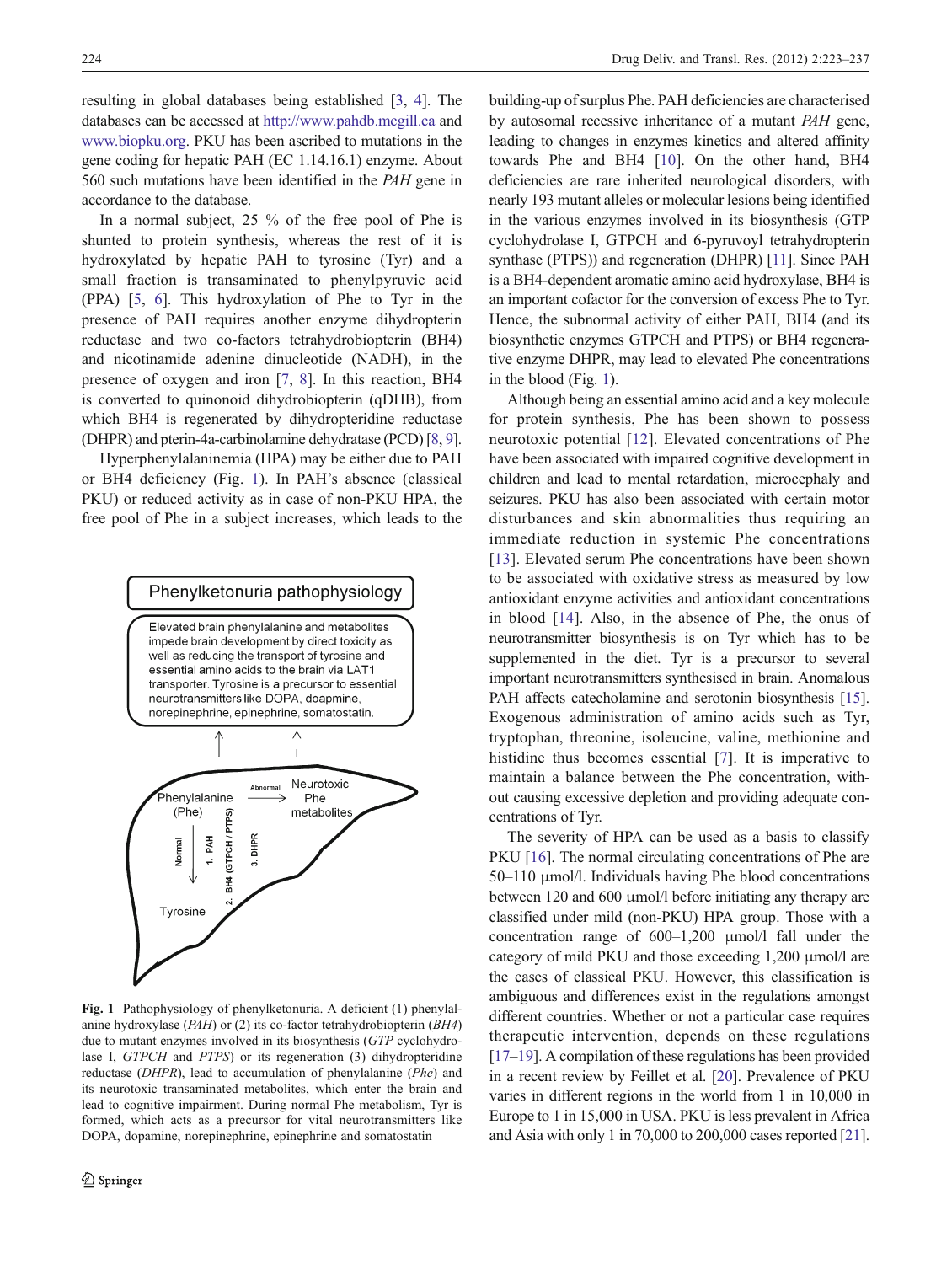resulting in global databases being established [3, 4]. The databases can be accessed at http://www.pahdb.mcgill.ca and www.biopku.org. PKU has been ascribed to mutations in the gene coding for hepatic PAH (EC 1.14.16.1) enzyme. About 560 such mutations have been identified in the *PAH* gene in accordance to the database.

In a normal subject, 25 % of the free pool of Phe is shunted to protein synthesis, whereas the rest of it is hydroxylated by hepatic PAH to tyrosine (Tyr) and a small fraction is transaminated to phenylpyruvic acid (PPA) [5, 6]. This hydroxylation of Phe to Tyr in the presence of PAH requires another enzyme dihydropterin reductase and two co-factors tetrahydrobiopterin (BH4) and nicotinamide adenine dinucleotide (NADH), in the presence of oxygen and iron [7, 8]. In this reaction, BH4 is converted to quinonoid dihydrobiopterin (qDHB), from which BH4 is regenerated by dihydropteridine reductase (DHPR) and pterin-4a-carbinolamine dehydratase (PCD) [8, 9].

Hyperphenylalaninemia (HPA) may be either due to PAH or BH4 deficiency (Fig. 1). In PAH's absence (classical PKU) or reduced activity as in case of non-PKU HPA, the free pool of Phe in a subject increases, which leads to the building-up of surplus Phe. PAH deficiencies are characterised by autosomal recessive inheritance of a mutant *PAH* gene, leading to changes in enzymes kinetics and altered affinity towards Phe and BH4 [10]. On the other hand, BH4 deficiencies are rare inherited neurological disorders, with nearly 193 mutant alleles or molecular lesions being identified in the various enzymes involved in its biosynthesis (GTP cyclohydrolase I, GTPCH and 6-pyruvoyl tetrahydropterin synthase (PTPS)) and regeneration (DHPR) [11]. Since PAH is a BH4-dependent aromatic amino acid hydroxylase, BH4 is an important cofactor for the conversion of excess Phe to Tyr. Hence, the subnormal activity of either PAH, BH4 (and its biosynthetic enzymes GTPCH and PTPS) or BH4 regenerative enzyme DHPR, may lead to elevated Phe concentrations in the blood (Fig. 1).

Phenylketonuria pathophysiology

Elevated brain phenylalanine and metabolites impede brain development by direct toxicity as well as reducing the transport of tyrosine and essential amino acids to the brain via LAT1 transporter. Tyrosine is a precursor to essential neurotransmitters like DOPA, doapmine, norepinephrine, epinephrine, somatostatin.

Phenylalanine (Phe) — Abnormal → Neurotoxic Phe metabolites; Normal ↓ Tyrosine (1. PAH; 2. BH4 (GTPCH / PTPS); 3. DHPR)

**Fig. 1** Pathophysiology of phenylketonuria. A deficient (1) phenylalanine hydroxylase (*PAH*) or (2) its co-factor tetrahydrobiopterin (*BH4*) due to mutant enzymes involved in its biosynthesis (*GTP* cyclohydrolase I, *GTPCH* and *PTPS*) or its regeneration (3) dihydropteridine reductase (*DHPR*), lead to accumulation of phenylalanine (*Phe*) and its neurotoxic transaminated metabolites, which enter the brain and lead to cognitive impairment. During normal Phe metabolism, Tyr is formed, which acts as a precursor for vital neurotransmitters like DOPA, dopamine, norepinephrine, epinephrine and somatostatin

Although being an essential amino acid and a key molecule for protein synthesis, Phe has been shown to possess neurotoxic potential [12]. Elevated concentrations of Phe have been associated with impaired cognitive development in children and lead to mental retardation, microcephaly and seizures. PKU has also been associated with certain motor disturbances and skin abnormalities thus requiring an immediate reduction in systemic Phe concentrations [13]. Elevated serum Phe concentrations have been shown to be associated with oxidative stress as measured by low antioxidant enzyme activities and antioxidant concentrations in blood [14]. Also, in the absence of Phe, the onus of neurotransmitter biosynthesis is on Tyr which has to be supplemented in the diet. Tyr is a precursor to several important neurotransmitters synthesised in brain. Anomalous PAH affects catecholamine and serotonin biosynthesis [15]. Exogenous administration of amino acids such as Tyr, tryptophan, threonine, isoleucine, valine, methionine and histidine thus becomes essential [7]. It is imperative to maintain a balance between the Phe concentration, without causing excessive depletion and providing adequate concentrations of Tyr.

The severity of HPA can be used as a basis to classify PKU [16]. The normal circulating concentrations of Phe are 50–110 μmol/l. Individuals having Phe blood concentrations between 120 and 600 μmol/l before initiating any therapy are classified under mild (non-PKU) HPA group. Those with a concentration range of 600–1,200 μmol/l fall under the category of mild PKU and those exceeding 1,200 μmol/l are the cases of classical PKU. However, this classification is ambiguous and differences exist in the regulations amongst different countries. Whether or not a particular case requires therapeutic intervention, depends on these regulations [17–19]. A compilation of these regulations has been provided in a recent review by Feillet et al. [20]. Prevalence of PKU varies in different regions in the world from 1 in 10,000 in Europe to 1 in 15,000 in USA. PKU is less prevalent in Africa and Asia with only 1 in 70,000 to 200,000 cases reported [21].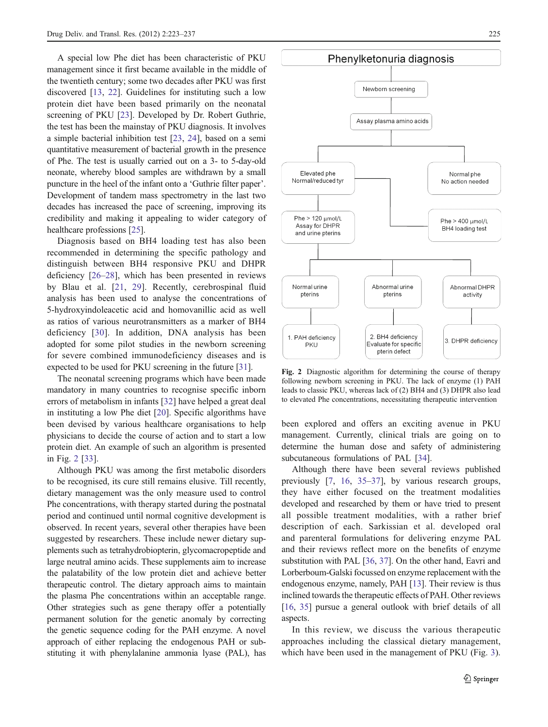A special low Phe diet has been characteristic of PKU management since it first became available in the middle of the twentieth century; some two decades after PKU was first discovered [13, 22]. Guidelines for instituting such a low protein diet have been based primarily on the neonatal screening of PKU [23]. Developed by Dr. Robert Guthrie, the test has been the mainstay of PKU diagnosis. It involves a simple bacterial inhibition test [23, 24], based on a semi quantitative measurement of bacterial growth in the presence of Phe. The test is usually carried out on a 3- to 5-day-old neonate, whereby blood samples are withdrawn by a small puncture in the heel of the infant onto a 'Guthrie filter paper'. Development of tandem mass spectrometry in the last two decades has increased the pace of screening, improving its credibility and making it appealing to wider category of healthcare professions [25].

Diagnosis based on BH4 loading test has also been recommended in determining the specific pathology and distinguish between BH4 responsive PKU and DHPR deficiency [26–28], which has been presented in reviews by Blau et al. [21, 29]. Recently, cerebrospinal fluid analysis has been used to analyse the concentrations of 5-hydroxyindoleacetic acid and homovanillic acid as well as ratios of various neurotransmitters as a marker of BH4 deficiency [30]. In addition, DNA analysis has been adopted for some pilot studies in the newborn screening for severe combined immunodeficiency diseases and is expected to be used for PKU screening in the future [31].

The neonatal screening programs which have been made mandatory in many countries to recognise specific inborn errors of metabolism in infants [32] have helped a great deal in instituting a low Phe diet [20]. Specific algorithms have been devised by various healthcare organisations to help physicians to decide the course of action and to start a low protein diet. An example of such an algorithm is presented in Fig. 2 [33].

Although PKU was among the first metabolic disorders to be recognised, its cure still remains elusive. Till recently, dietary management was the only measure used to control Phe concentrations, with therapy started during the postnatal period and continued until normal cognitive development is observed. In recent years, several other therapies have been suggested by researchers. These include newer dietary supplements such as tetrahydrobiopterin, glycomacropeptide and large neutral amino acids. These supplements aim to increase the palatability of the low protein diet and achieve better therapeutic control. The dietary approach aims to maintain the plasma Phe concentrations within an acceptable range. Other strategies such as gene therapy offer a potentially permanent solution for the genetic anomaly by correcting the genetic sequence coding for the PAH enzyme. A novel approach of either replacing the endogenous PAH or substituting it with phenylalanine ammonia lyase (PAL), has been explored and offers an exciting avenue in PKU management. Currently, clinical trials are going on to determine the human dose and safety of administering subcutaneous formulations of PAL [34].

**Phenylketonuria diagnosis**

- Newborn screening
- Assay plasma amino acids
  - Elevated phe, Normal/reduced tyr
    - Phe > 120 μmol/L: Assay for DHPR and urine pterins
      - Normal urine pterins → 1. PAH deficiency PKU
      - Abnormal urine pterins → 2. BH4 deficiency Evaluate for specific pterin defect
      - Abnormal DHPR activity → 3. DHPR deficiency
    - Phe > 400 μmol/L: BH4 loading test
  - Normal phe: No action needed

**Fig. 2** Diagnostic algorithm for determining the course of therapy following newborn screening in PKU. The lack of enzyme (1) PAH leads to classic PKU, whereas lack of (2) BH4 and (3) DHPR also lead to elevated Phe concentrations, necessitating therapeutic intervention

Although there have been several reviews published previously [7, 16, 35–37], by various research groups, they have either focused on the treatment modalities developed and researched by them or have tried to present all possible treatment modalities, with a rather brief description of each. Sarkissian et al. developed oral and parenteral formulations for delivering enzyme PAL and their reviews reflect more on the benefits of enzyme substitution with PAL [36, 37]. On the other hand, Eavri and Lorberboum-Galski focussed on enzyme replacement with the endogenous enzyme, namely, PAH [13]. Their review is thus inclined towards the therapeutic effects of PAH. Other reviews [16, 35] pursue a general outlook with brief details of all aspects.

In this review, we discuss the various therapeutic approaches including the classical dietary management, which have been used in the management of PKU (Fig. 3).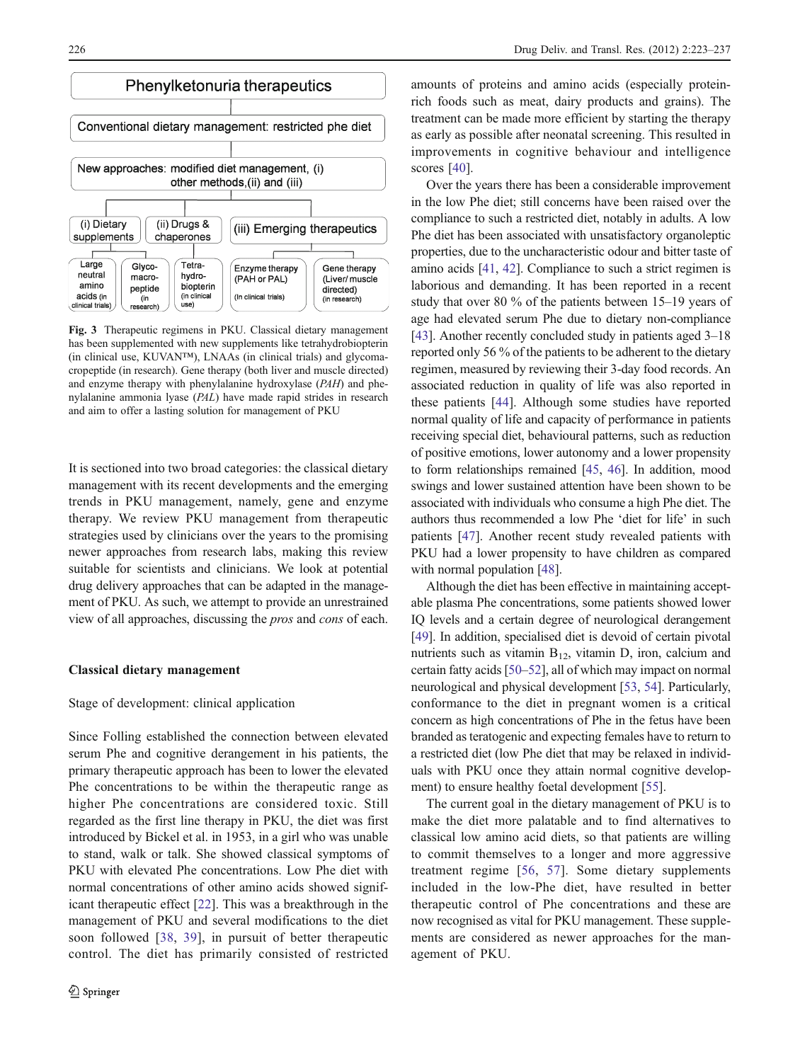Phenylketonuria therapeutics

Conventional dietary management: restricted phe diet

New approaches: modified diet management, (i) other methods,(ii) and (iii)

(i) Dietary supplements — Large neutral amino acids (in clinical trials); Glyco-macro-peptide (in research)

(ii) Drugs & chaperones — Tetra-hydro-biopterin (in clinical use)

(iii) Emerging therapeutics — Enzyme therapy (PAH or PAL) (In clinical trials); Gene therapy (Liver/muscle directed) (in research)

**Fig. 3** Therapeutic regimens in PKU. Classical dietary management has been supplemented with new supplements like tetrahydrobiopterin (in clinical use, KUVAN™), LNAAs (in clinical trials) and glycomacropeptide (in research). Gene therapy (both liver and muscle directed) and enzyme therapy with phenylalanine hydroxylase (*PAH*) and phenylalanine ammonia lyase (*PAL*) have made rapid strides in research and aim to offer a lasting solution for management of PKU

It is sectioned into two broad categories: the classical dietary management with its recent developments and the emerging trends in PKU management, namely, gene and enzyme therapy. We review PKU management from therapeutic strategies used by clinicians over the years to the promising newer approaches from research labs, making this review suitable for scientists and clinicians. We look at potential drug delivery approaches that can be adapted in the management of PKU. As such, we attempt to provide an unrestrained view of all approaches, discussing the *pros* and *cons* of each.

## Classical dietary management

Stage of development: clinical application

Since Folling established the connection between elevated serum Phe and cognitive derangement in his patients, the primary therapeutic approach has been to lower the elevated Phe concentrations to be within the therapeutic range as higher Phe concentrations are considered toxic. Still regarded as the first line therapy in PKU, the diet was first introduced by Bickel et al. in 1953, in a girl who was unable to stand, walk or talk. She showed classical symptoms of PKU with elevated Phe concentrations. Low Phe diet with normal concentrations of other amino acids showed significant therapeutic effect [22]. This was a breakthrough in the management of PKU and several modifications to the diet soon followed [38, 39], in pursuit of better therapeutic control. The diet has primarily consisted of restricted amounts of proteins and amino acids (especially protein-rich foods such as meat, dairy products and grains). The treatment can be made more efficient by starting the therapy as early as possible after neonatal screening. This resulted in improvements in cognitive behaviour and intelligence scores [40].

Over the years there has been a considerable improvement in the low Phe diet; still concerns have been raised over the compliance to such a restricted diet, notably in adults. A low Phe diet has been associated with unsatisfactory organoleptic properties, due to the uncharacteristic odour and bitter taste of amino acids [41, 42]. Compliance to such a strict regimen is laborious and demanding. It has been reported in a recent study that over 80 % of the patients between 15–19 years of age had elevated serum Phe due to dietary non-compliance [43]. Another recently concluded study in patients aged 3–18 reported only 56 % of the patients to be adherent to the dietary regimen, measured by reviewing their 3-day food records. An associated reduction in quality of life was also reported in these patients [44]. Although some studies have reported normal quality of life and capacity of performance in patients receiving special diet, behavioural patterns, such as reduction of positive emotions, lower autonomy and a lower propensity to form relationships remained [45, 46]. In addition, mood swings and lower sustained attention have been shown to be associated with individuals who consume a high Phe diet. The authors thus recommended a low Phe 'diet for life' in such patients [47]. Another recent study revealed patients with PKU had a lower propensity to have children as compared with normal population [48].

Although the diet has been effective in maintaining acceptable plasma Phe concentrations, some patients showed lower IQ levels and a certain degree of neurological derangement [49]. In addition, specialised diet is devoid of certain pivotal nutrients such as vitamin $B_{12}$, vitamin D, iron, calcium and certain fatty acids [50–52], all of which may impact on normal neurological and physical development [53, 54]. Particularly, conformance to the diet in pregnant women is a critical concern as high concentrations of Phe in the fetus have been branded as teratogenic and expecting females have to return to a restricted diet (low Phe diet that may be relaxed in individuals with PKU once they attain normal cognitive development) to ensure healthy foetal development [55].

The current goal in the dietary management of PKU is to make the diet more palatable and to find alternatives to classical low amino acid diets, so that patients are willing to commit themselves to a longer and more aggressive treatment regime [56, 57]. Some dietary supplements included in the low-Phe diet, have resulted in better therapeutic control of Phe concentrations and these are now recognised as vital for PKU management. These supplements are considered as newer approaches for the management of PKU.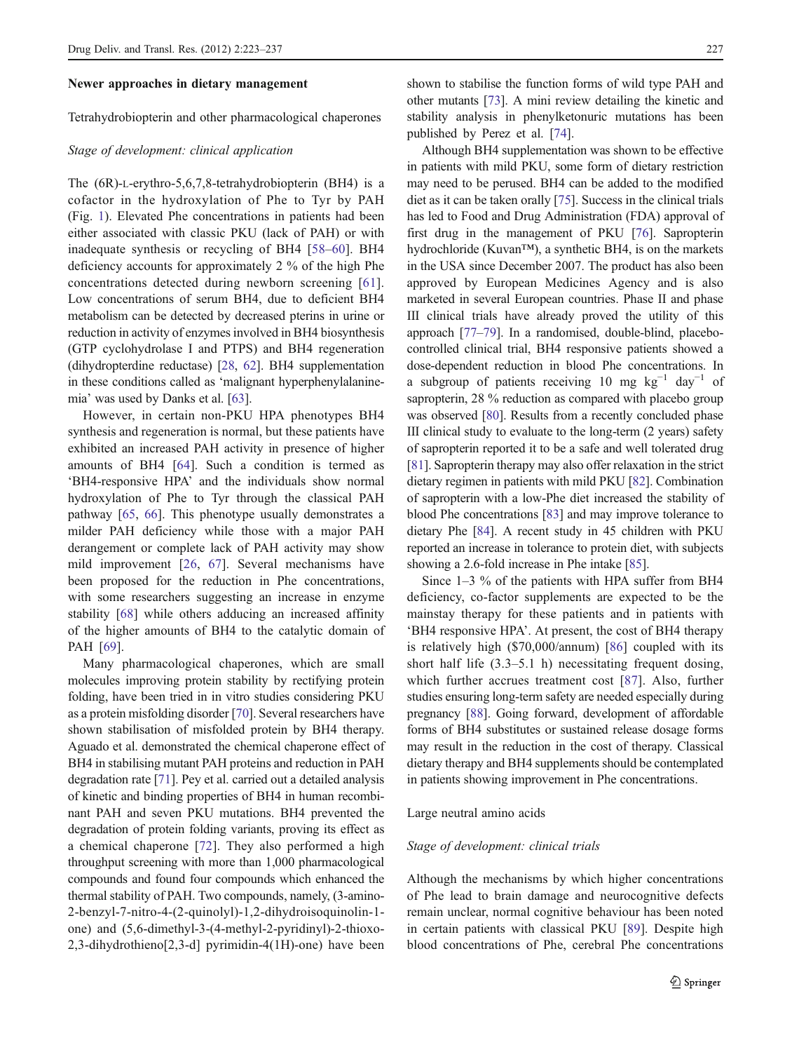### Newer approaches in dietary management

Tetrahydrobiopterin and other pharmacological chaperones

*Stage of development: clinical application*

The (6R)-L-erythro-5,6,7,8-tetrahydrobiopterin (BH4) is a cofactor in the hydroxylation of Phe to Tyr by PAH (Fig. 1). Elevated Phe concentrations in patients had been either associated with classic PKU (lack of PAH) or with inadequate synthesis or recycling of BH4 [58–60]. BH4 deficiency accounts for approximately 2 % of the high Phe concentrations detected during newborn screening [61]. Low concentrations of serum BH4, due to deficient BH4 metabolism can be detected by decreased pterins in urine or reduction in activity of enzymes involved in BH4 biosynthesis (GTP cyclohydrolase I and PTPS) and BH4 regeneration (dihydropterdine reductase) [28, 62]. BH4 supplementation in these conditions called as 'malignant hyperphenylalaninemia' was used by Danks et al. [63].

However, in certain non-PKU HPA phenotypes BH4 synthesis and regeneration is normal, but these patients have exhibited an increased PAH activity in presence of higher amounts of BH4 [64]. Such a condition is termed as 'BH4-responsive HPA' and the individuals show normal hydroxylation of Phe to Tyr through the classical PAH pathway [65, 66]. This phenotype usually demonstrates a milder PAH deficiency while those with a major PAH derangement or complete lack of PAH activity may show mild improvement [26, 67]. Several mechanisms have been proposed for the reduction in Phe concentrations, with some researchers suggesting an increase in enzyme stability [68] while others adducing an increased affinity of the higher amounts of BH4 to the catalytic domain of PAH [69].

Many pharmacological chaperones, which are small molecules improving protein stability by rectifying protein folding, have been tried in in vitro studies considering PKU as a protein misfolding disorder [70]. Several researchers have shown stabilisation of misfolded protein by BH4 therapy. Aguado et al. demonstrated the chemical chaperone effect of BH4 in stabilising mutant PAH proteins and reduction in PAH degradation rate [71]. Pey et al. carried out a detailed analysis of kinetic and binding properties of BH4 in human recombinant PAH and seven PKU mutations. BH4 prevented the degradation of protein folding variants, proving its effect as a chemical chaperone [72]. They also performed a high throughput screening with more than 1,000 pharmacological compounds and found four compounds which enhanced the thermal stability of PAH. Two compounds, namely, (3-amino-2-benzyl-7-nitro-4-(2-quinolyl)-1,2-dihydroisoquinolin-1-one) and (5,6-dimethyl-3-(4-methyl-2-pyridinyl)-2-thioxo-2,3-dihydrothieno[2,3-d] pyrimidin-4(1H)-one) have been shown to stabilise the function forms of wild type PAH and other mutants [73]. A mini review detailing the kinetic and stability analysis in phenylketonuric mutations has been published by Perez et al. [74].

Although BH4 supplementation was shown to be effective in patients with mild PKU, some form of dietary restriction may need to be perused. BH4 can be added to the modified diet as it can be taken orally [75]. Success in the clinical trials has led to Food and Drug Administration (FDA) approval of first drug in the management of PKU [76]. Sapropterin hydrochloride (Kuvan™), a synthetic BH4, is on the markets in the USA since December 2007. The product has also been approved by European Medicines Agency and is also marketed in several European countries. Phase II and phase III clinical trials have already proved the utility of this approach [77–79]. In a randomised, double-blind, placebo-controlled clinical trial, BH4 responsive patients showed a dose-dependent reduction in blood Phe concentrations. In a subgroup of patients receiving 10 mg $kg^{-1}$ $day^{-1}$ of sapropterin, 28 % reduction as compared with placebo group was observed [80]. Results from a recently concluded phase III clinical study to evaluate to the long-term (2 years) safety of sapropterin reported it to be a safe and well tolerated drug [81]. Sapropterin therapy may also offer relaxation in the strict dietary regimen in patients with mild PKU [82]. Combination of sapropterin with a low-Phe diet increased the stability of blood Phe concentrations [83] and may improve tolerance to dietary Phe [84]. A recent study in 45 children with PKU reported an increase in tolerance to protein diet, with subjects showing a 2.6-fold increase in Phe intake [85].

Since 1–3 % of the patients with HPA suffer from BH4 deficiency, co-factor supplements are expected to be the mainstay therapy for these patients and in patients with 'BH4 responsive HPA'. At present, the cost of BH4 therapy is relatively high ($70,000/annum) [86] coupled with its short half life (3.3–5.1 h) necessitating frequent dosing, which further accrues treatment cost [87]. Also, further studies ensuring long-term safety are needed especially during pregnancy [88]. Going forward, development of affordable forms of BH4 substitutes or sustained release dosage forms may result in the reduction in the cost of therapy. Classical dietary therapy and BH4 supplements should be contemplated in patients showing improvement in Phe concentrations.

Large neutral amino acids

*Stage of development: clinical trials*

Although the mechanisms by which higher concentrations of Phe lead to brain damage and neurocognitive defects remain unclear, normal cognitive behaviour has been noted in certain patients with classical PKU [89]. Despite high blood concentrations of Phe, cerebral Phe concentrations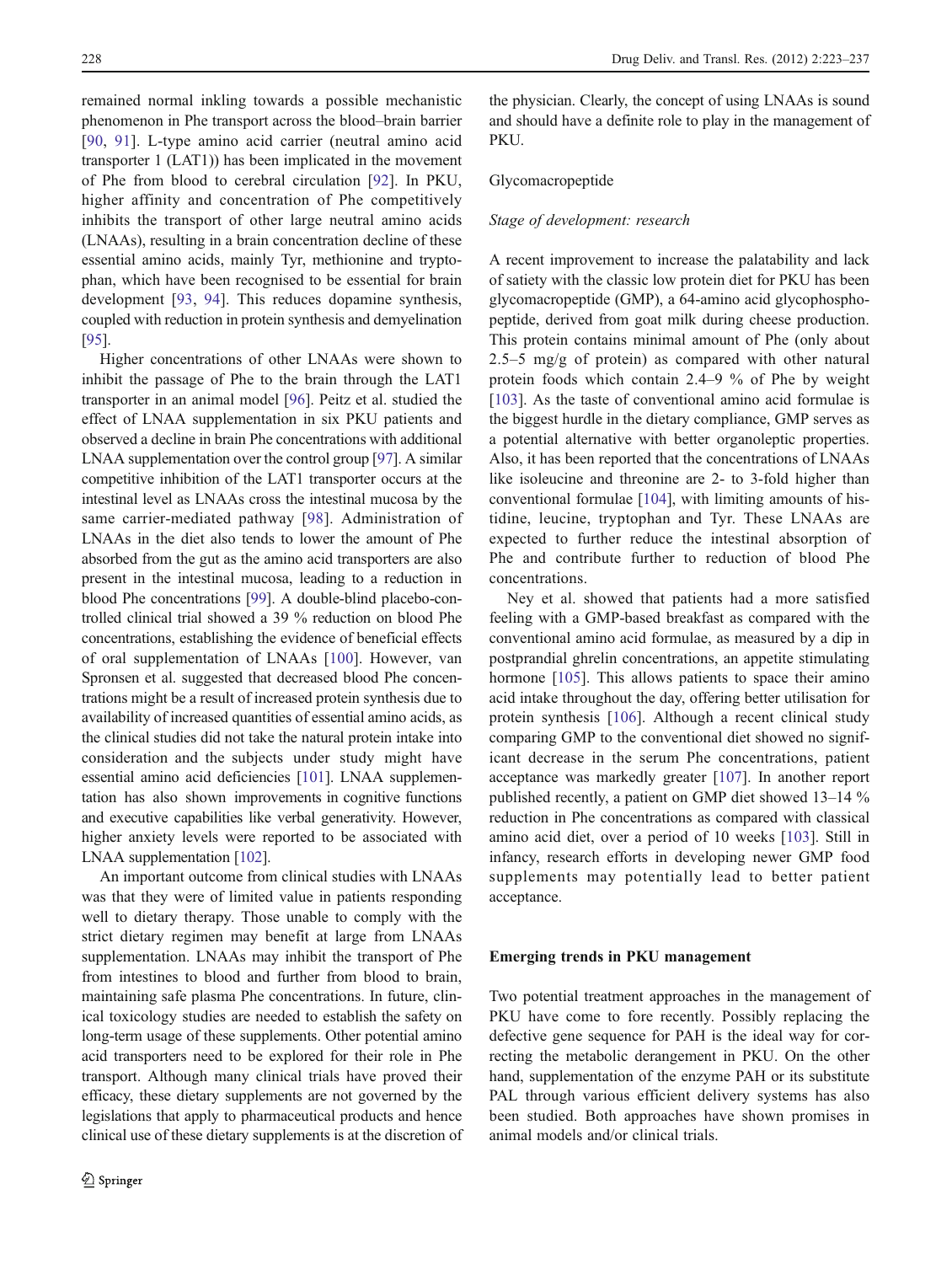remained normal inkling towards a possible mechanistic phenomenon in Phe transport across the blood–brain barrier [90, 91]. L-type amino acid carrier (neutral amino acid transporter 1 (LAT1)) has been implicated in the movement of Phe from blood to cerebral circulation [92]. In PKU, higher affinity and concentration of Phe competitively inhibits the transport of other large neutral amino acids (LNAAs), resulting in a brain concentration decline of these essential amino acids, mainly Tyr, methionine and tryptophan, which have been recognised to be essential for brain development [93, 94]. This reduces dopamine synthesis, coupled with reduction in protein synthesis and demyelination [95].

Higher concentrations of other LNAAs were shown to inhibit the passage of Phe to the brain through the LAT1 transporter in an animal model [96]. Peitz et al. studied the effect of LNAA supplementation in six PKU patients and observed a decline in brain Phe concentrations with additional LNAA supplementation over the control group [97]. A similar competitive inhibition of the LAT1 transporter occurs at the intestinal level as LNAAs cross the intestinal mucosa by the same carrier-mediated pathway [98]. Administration of LNAAs in the diet also tends to lower the amount of Phe absorbed from the gut as the amino acid transporters are also present in the intestinal mucosa, leading to a reduction in blood Phe concentrations [99]. A double-blind placebo-controlled clinical trial showed a 39 % reduction on blood Phe concentrations, establishing the evidence of beneficial effects of oral supplementation of LNAAs [100]. However, van Spronsen et al. suggested that decreased blood Phe concentrations might be a result of increased protein synthesis due to availability of increased quantities of essential amino acids, as the clinical studies did not take the natural protein intake into consideration and the subjects under study might have essential amino acid deficiencies [101]. LNAA supplementation has also shown improvements in cognitive functions and executive capabilities like verbal generativity. However, higher anxiety levels were reported to be associated with LNAA supplementation [102].

An important outcome from clinical studies with LNAAs was that they were of limited value in patients responding well to dietary therapy. Those unable to comply with the strict dietary regimen may benefit at large from LNAAs supplementation. LNAAs may inhibit the transport of Phe from intestines to blood and further from blood to brain, maintaining safe plasma Phe concentrations. In future, clinical toxicology studies are needed to establish the safety on long-term usage of these supplements. Other potential amino acid transporters need to be explored for their role in Phe transport. Although many clinical trials have proved their efficacy, these dietary supplements are not governed by the legislations that apply to pharmaceutical products and hence clinical use of these dietary supplements is at the discretion of the physician. Clearly, the concept of using LNAAs is sound and should have a definite role to play in the management of PKU.

### Glycomacropeptide

*Stage of development: research*

A recent improvement to increase the palatability and lack of satiety with the classic low protein diet for PKU has been glycomacropeptide (GMP), a 64-amino acid glycophosphopeptide, derived from goat milk during cheese production. This protein contains minimal amount of Phe (only about 2.5–5 mg/g of protein) as compared with other natural protein foods which contain 2.4–9 % of Phe by weight [103]. As the taste of conventional amino acid formulae is the biggest hurdle in the dietary compliance, GMP serves as a potential alternative with better organoleptic properties. Also, it has been reported that the concentrations of LNAAs like isoleucine and threonine are 2- to 3-fold higher than conventional formulae [104], with limiting amounts of histidine, leucine, tryptophan and Tyr. These LNAAs are expected to further reduce the intestinal absorption of Phe and contribute further to reduction of blood Phe concentrations.

Ney et al. showed that patients had a more satisfied feeling with a GMP-based breakfast as compared with the conventional amino acid formulae, as measured by a dip in postprandial ghrelin concentrations, an appetite stimulating hormone [105]. This allows patients to space their amino acid intake throughout the day, offering better utilisation for protein synthesis [106]. Although a recent clinical study comparing GMP to the conventional diet showed no significant decrease in the serum Phe concentrations, patient acceptance was markedly greater [107]. In another report published recently, a patient on GMP diet showed 13–14 % reduction in Phe concentrations as compared with classical amino acid diet, over a period of 10 weeks [103]. Still in infancy, research efforts in developing newer GMP food supplements may potentially lead to better patient acceptance.

## Emerging trends in PKU management

Two potential treatment approaches in the management of PKU have come to fore recently. Possibly replacing the defective gene sequence for PAH is the ideal way for correcting the metabolic derangement in PKU. On the other hand, supplementation of the enzyme PAH or its substitute PAL through various efficient delivery systems has also been studied. Both approaches have shown promises in animal models and/or clinical trials.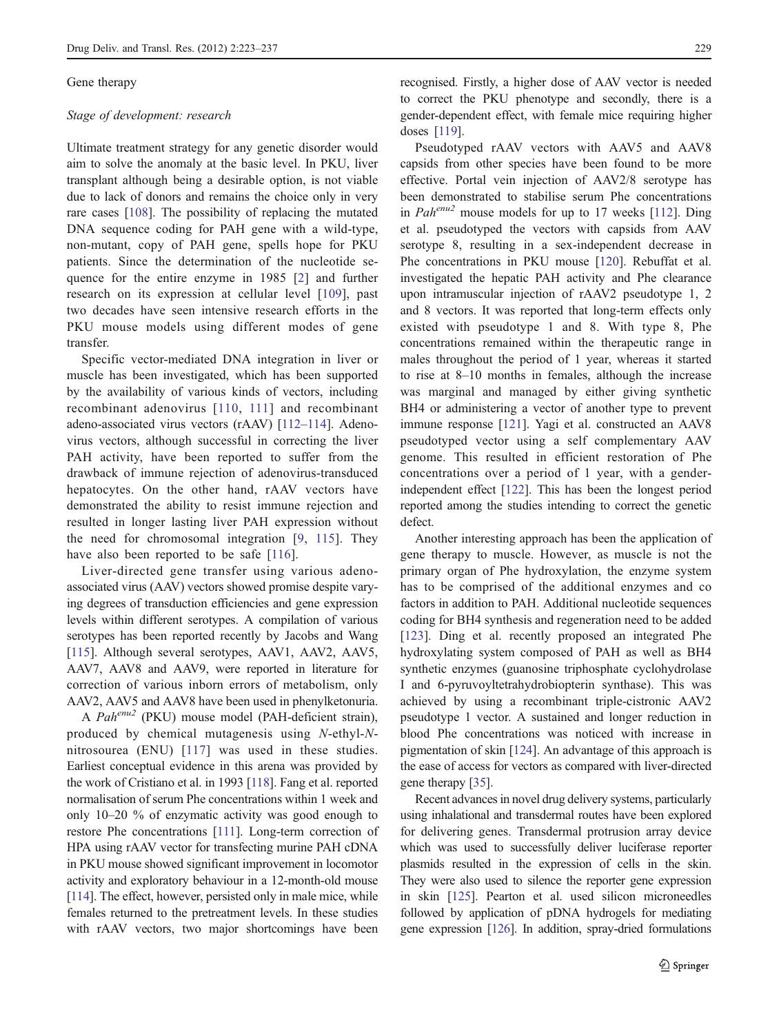Gene therapy

*Stage of development: research*

Ultimate treatment strategy for any genetic disorder would aim to solve the anomaly at the basic level. In PKU, liver transplant although being a desirable option, is not viable due to lack of donors and remains the choice only in very rare cases [108]. The possibility of replacing the mutated DNA sequence coding for PAH gene with a wild-type, non-mutant, copy of PAH gene, spells hope for PKU patients. Since the determination of the nucleotide sequence for the entire enzyme in 1985 [2] and further research on its expression at cellular level [109], past two decades have seen intensive research efforts in the PKU mouse models using different modes of gene transfer.

Specific vector-mediated DNA integration in liver or muscle has been investigated, which has been supported by the availability of various kinds of vectors, including recombinant adenovirus [110, 111] and recombinant adeno-associated virus vectors (rAAV) [112–114]. Adenovirus vectors, although successful in correcting the liver PAH activity, have been reported to suffer from the drawback of immune rejection of adenovirus-transduced hepatocytes. On the other hand, rAAV vectors have demonstrated the ability to resist immune rejection and resulted in longer lasting liver PAH expression without the need for chromosomal integration [9, 115]. They have also been reported to be safe [116].

Liver-directed gene transfer using various adeno-associated virus (AAV) vectors showed promise despite varying degrees of transduction efficiencies and gene expression levels within different serotypes. A compilation of various serotypes has been reported recently by Jacobs and Wang [115]. Although several serotypes, AAV1, AAV2, AAV5, AAV7, AAV8 and AAV9, were reported in literature for correction of various inborn errors of metabolism, only AAV2, AAV5 and AAV8 have been used in phenylketonuria.

A *Pah$^{enu2}$* (PKU) mouse model (PAH-deficient strain), produced by chemical mutagenesis using *N*-ethyl-*N*-nitrosourea (ENU) [117] was used in these studies. Earliest conceptual evidence in this arena was provided by the work of Cristiano et al. in 1993 [118]. Fang et al. reported normalisation of serum Phe concentrations within 1 week and only 10–20 % of enzymatic activity was good enough to restore Phe concentrations [111]. Long-term correction of HPA using rAAV vector for transfecting murine PAH cDNA in PKU mouse showed significant improvement in locomotor activity and exploratory behaviour in a 12-month-old mouse [114]. The effect, however, persisted only in male mice, while females returned to the pretreatment levels. In these studies with rAAV vectors, two major shortcomings have been recognised. Firstly, a higher dose of AAV vector is needed to correct the PKU phenotype and secondly, there is a gender-dependent effect, with female mice requiring higher doses [119].

Pseudotyped rAAV vectors with AAV5 and AAV8 capsids from other species have been found to be more effective. Portal vein injection of AAV2/8 serotype has been demonstrated to stabilise serum Phe concentrations in *Pah$^{enu2}$* mouse models for up to 17 weeks [112]. Ding et al. pseudotyped the vectors with capsids from AAV serotype 8, resulting in a sex-independent decrease in Phe concentrations in PKU mouse [120]. Rebuffat et al. investigated the hepatic PAH activity and Phe clearance upon intramuscular injection of rAAV2 pseudotype 1, 2 and 8 vectors. It was reported that long-term effects only existed with pseudotype 1 and 8. With type 8, Phe concentrations remained within the therapeutic range in males throughout the period of 1 year, whereas it started to rise at 8–10 months in females, although the increase was marginal and managed by either giving synthetic BH4 or administering a vector of another type to prevent immune response [121]. Yagi et al. constructed an AAV8 pseudotyped vector using a self complementary AAV genome. This resulted in efficient restoration of Phe concentrations over a period of 1 year, with a gender-independent effect [122]. This has been the longest period reported among the studies intending to correct the genetic defect.

Another interesting approach has been the application of gene therapy to muscle. However, as muscle is not the primary organ of Phe hydroxylation, the enzyme system has to be comprised of the additional enzymes and co factors in addition to PAH. Additional nucleotide sequences coding for BH4 synthesis and regeneration need to be added [123]. Ding et al. recently proposed an integrated Phe hydroxylating system composed of PAH as well as BH4 synthetic enzymes (guanosine triphosphate cyclohydrolase I and 6-pyruvoyltetrahydrobiopterin synthase). This was achieved by using a recombinant triple-cistronic AAV2 pseudotype 1 vector. A sustained and longer reduction in blood Phe concentrations was noticed with increase in pigmentation of skin [124]. An advantage of this approach is the ease of access for vectors as compared with liver-directed gene therapy [35].

Recent advances in novel drug delivery systems, particularly using inhalational and transdermal routes have been explored for delivering genes. Transdermal protrusion array device which was used to successfully deliver luciferase reporter plasmids resulted in the expression of cells in the skin. They were also used to silence the reporter gene expression in skin [125]. Pearton et al. used silicon microneedles followed by application of pDNA hydrogels for mediating gene expression [126]. In addition, spray-dried formulations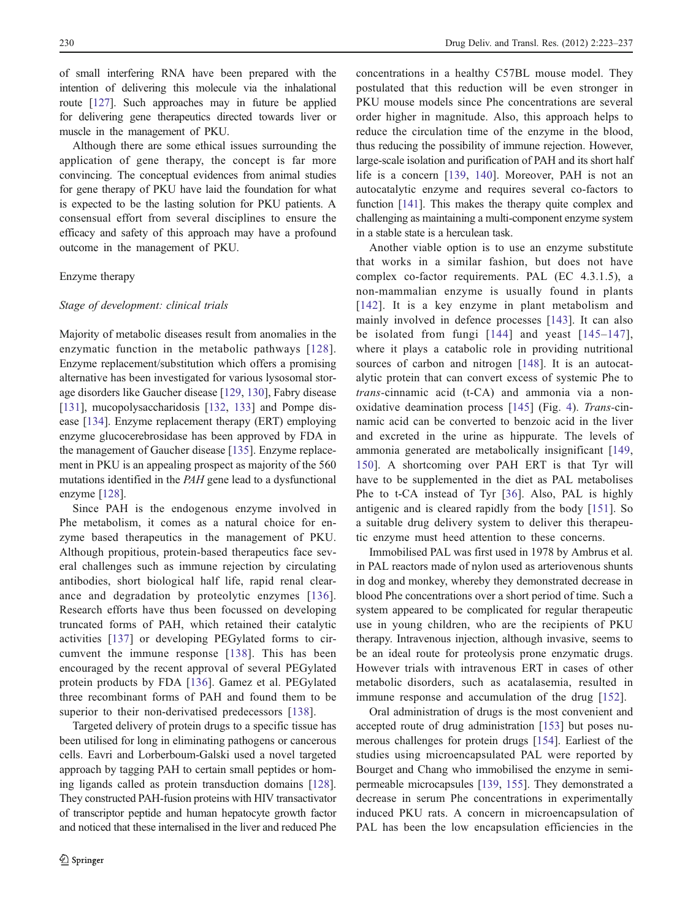of small interfering RNA have been prepared with the intention of delivering this molecule via the inhalational route [127]. Such approaches may in future be applied for delivering gene therapeutics directed towards liver or muscle in the management of PKU.

Although there are some ethical issues surrounding the application of gene therapy, the concept is far more convincing. The conceptual evidences from animal studies for gene therapy of PKU have laid the foundation for what is expected to be the lasting solution for PKU patients. A consensual effort from several disciplines to ensure the efficacy and safety of this approach may have a profound outcome in the management of PKU.

## Enzyme therapy

### *Stage of development: clinical trials*

Majority of metabolic diseases result from anomalies in the enzymatic function in the metabolic pathways [128]. Enzyme replacement/substitution which offers a promising alternative has been investigated for various lysosomal storage disorders like Gaucher disease [129, 130], Fabry disease [131], mucopolysaccharidosis [132, 133] and Pompe disease [134]. Enzyme replacement therapy (ERT) employing enzyme glucocerebrosidase has been approved by FDA in the management of Gaucher disease [135]. Enzyme replacement in PKU is an appealing prospect as majority of the 560 mutations identified in the *PAH* gene lead to a dysfunctional enzyme [128].

Since PAH is the endogenous enzyme involved in Phe metabolism, it comes as a natural choice for enzyme based therapeutics in the management of PKU. Although propitious, protein-based therapeutics face several challenges such as immune rejection by circulating antibodies, short biological half life, rapid renal clearance and degradation by proteolytic enzymes [136]. Research efforts have thus been focussed on developing truncated forms of PAH, which retained their catalytic activities [137] or developing PEGylated forms to circumvent the immune response [138]. This has been encouraged by the recent approval of several PEGylated protein products by FDA [136]. Gamez et al. PEGylated three recombinant forms of PAH and found them to be superior to their non-derivatised predecessors [138].

Targeted delivery of protein drugs to a specific tissue has been utilised for long in eliminating pathogens or cancerous cells. Eavri and Lorberboum-Galski used a novel targeted approach by tagging PAH to certain small peptides or homing ligands called as protein transduction domains [128]. They constructed PAH-fusion proteins with HIV transactivator of transcriptor peptide and human hepatocyte growth factor and noticed that these internalised in the liver and reduced Phe concentrations in a healthy C57BL mouse model. They postulated that this reduction will be even stronger in PKU mouse models since Phe concentrations are several order higher in magnitude. Also, this approach helps to reduce the circulation time of the enzyme in the blood, thus reducing the possibility of immune rejection. However, large-scale isolation and purification of PAH and its short half life is a concern [139, 140]. Moreover, PAH is not an autocatalytic enzyme and requires several co-factors to function [141]. This makes the therapy quite complex and challenging as maintaining a multi-component enzyme system in a stable state is a herculean task.

Another viable option is to use an enzyme substitute that works in a similar fashion, but does not have complex co-factor requirements. PAL (EC 4.3.1.5), a non-mammalian enzyme is usually found in plants [142]. It is a key enzyme in plant metabolism and mainly involved in defence processes [143]. It can also be isolated from fungi [144] and yeast [145–147], where it plays a catabolic role in providing nutritional sources of carbon and nitrogen [148]. It is an autocatalytic protein that can convert excess of systemic Phe to *trans*-cinnamic acid (t-CA) and ammonia via a non-oxidative deamination process [145] (Fig. 4). *Trans*-cinnamic acid can be converted to benzoic acid in the liver and excreted in the urine as hippurate. The levels of ammonia generated are metabolically insignificant [149, 150]. A shortcoming over PAH ERT is that Tyr will have to be supplemented in the diet as PAL metabolises Phe to t-CA instead of Tyr [36]. Also, PAL is highly antigenic and is cleared rapidly from the body [151]. So a suitable drug delivery system to deliver this therapeutic enzyme must heed attention to these concerns.

Immobilised PAL was first used in 1978 by Ambrus et al. in PAL reactors made of nylon used as arteriovenous shunts in dog and monkey, whereby they demonstrated decrease in blood Phe concentrations over a short period of time. Such a system appeared to be complicated for regular therapeutic use in young children, who are the recipients of PKU therapy. Intravenous injection, although invasive, seems to be an ideal route for proteolysis prone enzymatic drugs. However trials with intravenous ERT in cases of other metabolic disorders, such as acatalasemia, resulted in immune response and accumulation of the drug [152].

Oral administration of drugs is the most convenient and accepted route of drug administration [153] but poses numerous challenges for protein drugs [154]. Earliest of the studies using microencapsulated PAL were reported by Bourget and Chang who immobilised the enzyme in semipermeable microcapsules [139, 155]. They demonstrated a decrease in serum Phe concentrations in experimentally induced PKU rats. A concern in microencapsulation of PAL has been the low encapsulation efficiencies in the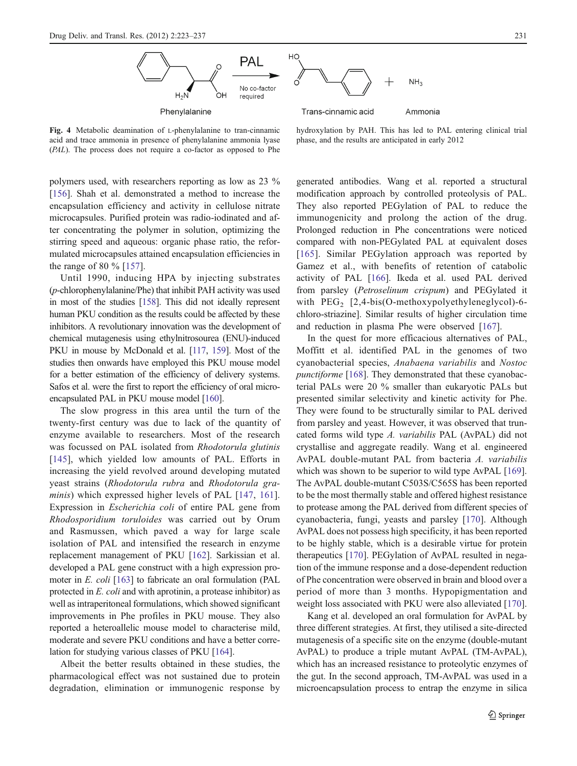Fig. 4 Metabolic deamination of L-phenylalanine to tran-cinnamic acid and trace ammonia in presence of phenylalanine ammonia lyase (*PAL*). The process does not require a co-factor as opposed to Phe hydroxylation by PAH. This has led to PAL entering clinical trial phase, and the results are anticipated in early 2012

polymers used, with researchers reporting as low as 23 % [156]. Shah et al. demonstrated a method to increase the encapsulation efficiency and activity in cellulose nitrate microcapsules. Purified protein was radio-iodinated and after concentrating the polymer in solution, optimizing the stirring speed and aqueous: organic phase ratio, the reformulated microcapsules attained encapsulation efficiencies in the range of 80 % [157].

Until 1990, inducing HPA by injecting substrates (*p*-chlorophenylalanine/Phe) that inhibit PAH activity was used in most of the studies [158]. This did not ideally represent human PKU condition as the results could be affected by these inhibitors. A revolutionary innovation was the development of chemical mutagenesis using ethylnitrosourea (ENU)-induced PKU in mouse by McDonald et al. [117, 159]. Most of the studies then onwards have employed this PKU mouse model for a better estimation of the efficiency of delivery systems. Safos et al. were the first to report the efficiency of oral microencapsulated PAL in PKU mouse model [160].

The slow progress in this area until the turn of the twenty-first century was due to lack of the quantity of enzyme available to researchers. Most of the research was focussed on PAL isolated from *Rhodotorula glutinis* [145], which yielded low amounts of PAL. Efforts in increasing the yield revolved around developing mutated yeast strains (*Rhodotorula rubra* and *Rhodotorula graminis*) which expressed higher levels of PAL [147, 161]. Expression in *Escherichia coli* of entire PAL gene from *Rhodosporidium toruloides* was carried out by Orum and Rasmussen, which paved a way for large scale isolation of PAL and intensified the research in enzyme replacement management of PKU [162]. Sarkissian et al. developed a PAL gene construct with a high expression promoter in *E. coli* [163] to fabricate an oral formulation (PAL protected in *E. coli* and with aprotinin, a protease inhibitor) as well as intraperitoneal formulations, which showed significant improvements in Phe profiles in PKU mouse. They also reported a heteroallelic mouse model to characterise mild, moderate and severe PKU conditions and have a better correlation for studying various classes of PKU [164].

Albeit the better results obtained in these studies, the pharmacological effect was not sustained due to protein degradation, elimination or immunogenic response by generated antibodies. Wang et al. reported a structural modification approach by controlled proteolysis of PAL. They also reported PEGylation of PAL to reduce the immunogenicity and prolong the action of the drug. Prolonged reduction in Phe concentrations were noticed compared with non-PEGylated PAL at equivalent doses [165]. Similar PEGylation approach was reported by Gamez et al., with benefits of retention of catabolic activity of PAL [166]. Ikeda et al. used PAL derived from parsley (*Petroselinum crispum*) and PEGylated it with $PEG_2$ [2,4-bis(O-methoxypolyethyleneglycol)-6-chloro-striazine]. Similar results of higher circulation time and reduction in plasma Phe were observed [167].

In the quest for more efficacious alternatives of PAL, Moffitt et al. identified PAL in the genomes of two cyanobacterial species, *Anabaena variabilis* and *Nostoc punctiforme* [168]. They demonstrated that these cyanobacterial PALs were 20 % smaller than eukaryotic PALs but presented similar selectivity and kinetic activity for Phe. They were found to be structurally similar to PAL derived from parsley and yeast. However, it was observed that truncated forms wild type *A. variabilis* PAL (AvPAL) did not crystallise and aggregate readily. Wang et al. engineered AvPAL double-mutant PAL from bacteria *A. variabilis* which was shown to be superior to wild type AvPAL [169]. The AvPAL double-mutant C503S/C565S has been reported to be the most thermally stable and offered highest resistance to protease among the PAL derived from different species of cyanobacteria, fungi, yeasts and parsley [170]. Although AvPAL does not possess high specificity, it has been reported to be highly stable, which is a desirable virtue for protein therapeutics [170]. PEGylation of AvPAL resulted in negation of the immune response and a dose-dependent reduction of Phe concentration were observed in brain and blood over a period of more than 3 months. Hypopigmentation and weight loss associated with PKU were also alleviated [170].

Kang et al. developed an oral formulation for AvPAL by three different strategies. At first, they utilised a site-directed mutagenesis of a specific site on the enzyme (double-mutant AvPAL) to produce a triple mutant AvPAL (TM-AvPAL), which has an increased resistance to proteolytic enzymes of the gut. In the second approach, TM-AvPAL was used in a microencapsulation process to entrap the enzyme in silica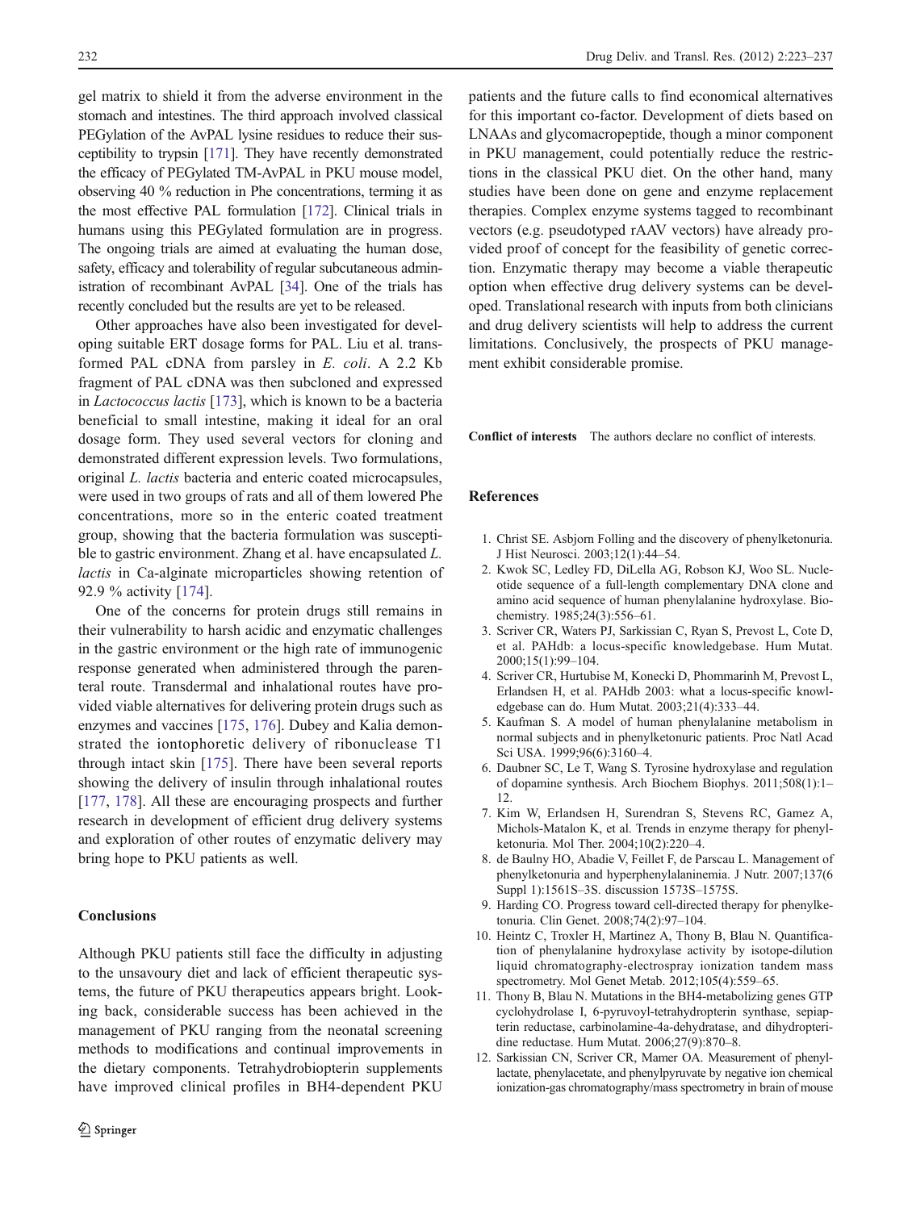gel matrix to shield it from the adverse environment in the stomach and intestines. The third approach involved classical PEGylation of the AvPAL lysine residues to reduce their susceptibility to trypsin [171]. They have recently demonstrated the efficacy of PEGylated TM-AvPAL in PKU mouse model, observing 40 % reduction in Phe concentrations, terming it as the most effective PAL formulation [172]. Clinical trials in humans using this PEGylated formulation are in progress. The ongoing trials are aimed at evaluating the human dose, safety, efficacy and tolerability of regular subcutaneous administration of recombinant AvPAL [34]. One of the trials has recently concluded but the results are yet to be released.

Other approaches have also been investigated for developing suitable ERT dosage forms for PAL. Liu et al. transformed PAL cDNA from parsley in *E. coli*. A 2.2 Kb fragment of PAL cDNA was then subcloned and expressed in *Lactococcus lactis* [173], which is known to be a bacteria beneficial to small intestine, making it ideal for an oral dosage form. They used several vectors for cloning and demonstrated different expression levels. Two formulations, original *L. lactis* bacteria and enteric coated microcapsules, were used in two groups of rats and all of them lowered Phe concentrations, more so in the enteric coated treatment group, showing that the bacteria formulation was susceptible to gastric environment. Zhang et al. have encapsulated *L. lactis* in Ca-alginate microparticles showing retention of 92.9 % activity [174].

One of the concerns for protein drugs still remains in their vulnerability to harsh acidic and enzymatic challenges in the gastric environment or the high rate of immunogenic response generated when administered through the parenteral route. Transdermal and inhalational routes have provided viable alternatives for delivering protein drugs such as enzymes and vaccines [175, 176]. Dubey and Kalia demonstrated the iontophoretic delivery of ribonuclease T1 through intact skin [175]. There have been several reports showing the delivery of insulin through inhalational routes [177, 178]. All these are encouraging prospects and further research in development of efficient drug delivery systems and exploration of other routes of enzymatic delivery may bring hope to PKU patients as well.

## Conclusions

Although PKU patients still face the difficulty in adjusting to the unsavoury diet and lack of efficient therapeutic systems, the future of PKU therapeutics appears bright. Looking back, considerable success has been achieved in the management of PKU ranging from the neonatal screening methods to modifications and continual improvements in the dietary components. Tetrahydrobiopterin supplements have improved clinical profiles in BH4-dependent PKU patients and the future calls to find economical alternatives for this important co-factor. Development of diets based on LNAAs and glycomacropeptide, though a minor component in PKU management, could potentially reduce the restrictions in the classical PKU diet. On the other hand, many studies have been done on gene and enzyme replacement therapies. Complex enzyme systems tagged to recombinant vectors (e.g. pseudotyped rAAV vectors) have already provided proof of concept for the feasibility of genetic correction. Enzymatic therapy may become a viable therapeutic option when effective drug delivery systems can be developed. Translational research with inputs from both clinicians and drug delivery scientists will help to address the current limitations. Conclusively, the prospects of PKU management exhibit considerable promise.

**Conflict of interests** The authors declare no conflict of interests.

## References

1. Christ SE. Asbjorn Folling and the discovery of phenylketonuria. J Hist Neurosci. 2003;12(1):44–54.
2. Kwok SC, Ledley FD, DiLella AG, Robson KJ, Woo SL. Nucleotide sequence of a full-length complementary DNA clone and amino acid sequence of human phenylalanine hydroxylase. Biochemistry. 1985;24(3):556–61.
3. Scriver CR, Waters PJ, Sarkissian C, Ryan S, Prevost L, Cote D, et al. PAHdb: a locus-specific knowledgebase. Hum Mutat. 2000;15(1):99–104.
4. Scriver CR, Hurtubise M, Konecki D, Phommarinh M, Prevost L, Erlandsen H, et al. PAHdb 2003: what a locus-specific knowledgebase can do. Hum Mutat. 2003;21(4):333–44.
5. Kaufman S. A model of human phenylalanine metabolism in normal subjects and in phenylketonuric patients. Proc Natl Acad Sci USA. 1999;96(6):3160–4.
6. Daubner SC, Le T, Wang S. Tyrosine hydroxylase and regulation of dopamine synthesis. Arch Biochem Biophys. 2011;508(1):1–12.
7. Kim W, Erlandsen H, Surendran S, Stevens RC, Gamez A, Michols-Matalon K, et al. Trends in enzyme therapy for phenylketonuria. Mol Ther. 2004;10(2):220–4.
8. de Baulny HO, Abadie V, Feillet F, de Parscau L. Management of phenylketonuria and hyperphenylalaninemia. J Nutr. 2007;137(6 Suppl 1):1561S–3S. discussion 1573S–1575S.
9. Harding CO. Progress toward cell-directed therapy for phenylketonuria. Clin Genet. 2008;74(2):97–104.
10. Heintz C, Troxler H, Martinez A, Thony B, Blau N. Quantification of phenylalanine hydroxylase activity by isotope-dilution liquid chromatography-electrospray ionization tandem mass spectrometry. Mol Genet Metab. 2012;105(4):559–65.
11. Thony B, Blau N. Mutations in the BH4-metabolizing genes GTP cyclohydrolase I, 6-pyruvoyl-tetrahydropterin synthase, sepiapterin reductase, carbinolamine-4a-dehydratase, and dihydropteridine reductase. Hum Mutat. 2006;27(9):870–8.
12. Sarkissian CN, Scriver CR, Mamer OA. Measurement of phenyllactate, phenylacetate, and phenylpyruvate by negative ion chemical ionization-gas chromatography/mass spectrometry in brain of mouse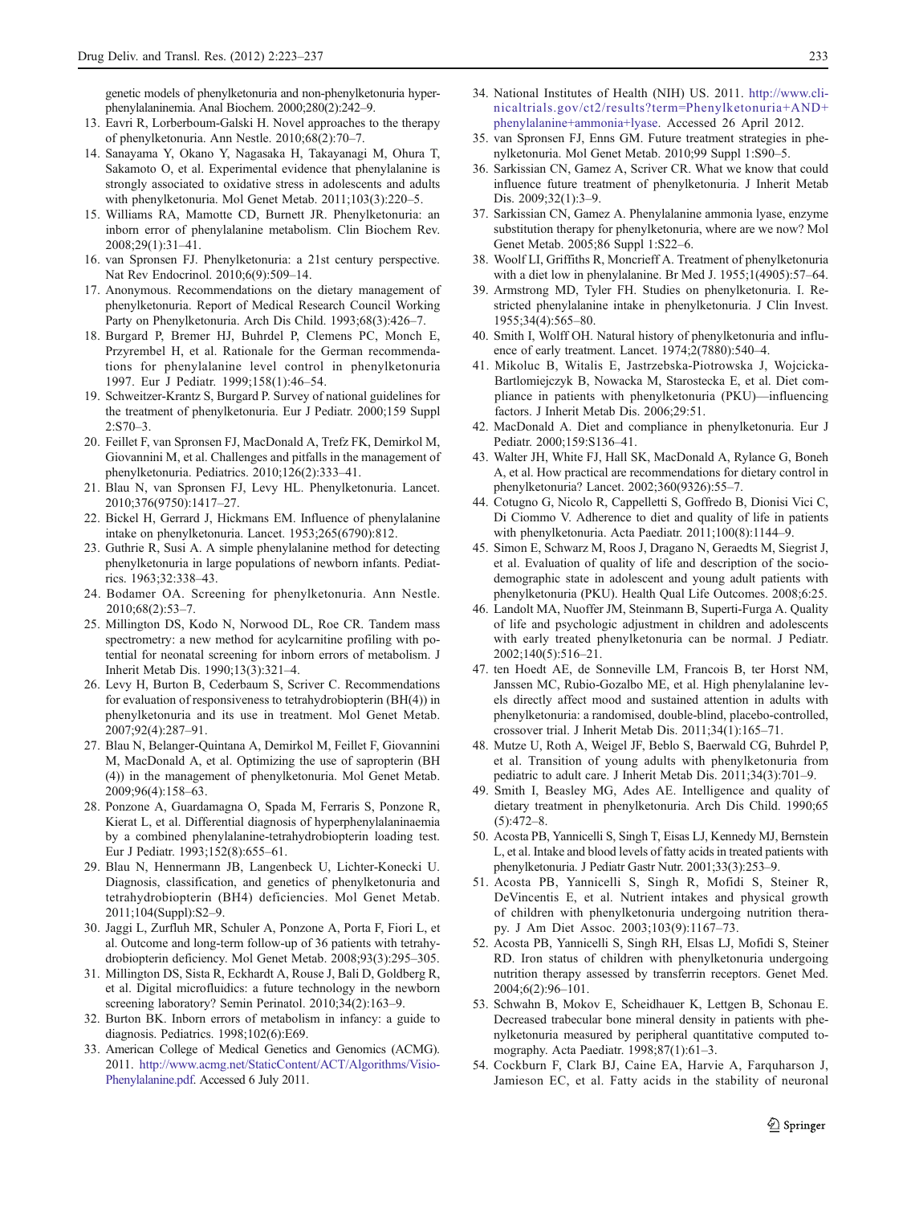genetic models of phenylketonuria and non-phenylketonuria hyperphenylalaninemia. Anal Biochem. 2000;280(2):242–9.

13. Eavri R, Lorberboum-Galski H. Novel approaches to the therapy of phenylketonuria. Ann Nestle. 2010;68(2):70–7.
14. Sanayama Y, Okano Y, Nagasaka H, Takayanagi M, Ohura T, Sakamoto O, et al. Experimental evidence that phenylalanine is strongly associated to oxidative stress in adolescents and adults with phenylketonuria. Mol Genet Metab. 2011;103(3):220–5.
15. Williams RA, Mamotte CD, Burnett JR. Phenylketonuria: an inborn error of phenylalanine metabolism. Clin Biochem Rev. 2008;29(1):31–41.
16. van Spronsen FJ. Phenylketonuria: a 21st century perspective. Nat Rev Endocrinol. 2010;6(9):509–14.
17. Anonymous. Recommendations on the dietary management of phenylketonuria. Report of Medical Research Council Working Party on Phenylketonuria. Arch Dis Child. 1993;68(3):426–7.
18. Burgard P, Bremer HJ, Buhrdel P, Clemens PC, Monch E, Przyrembel H, et al. Rationale for the German recommendations for phenylalanine level control in phenylketonuria 1997. Eur J Pediatr. 1999;158(1):46–54.
19. Schweitzer-Krantz S, Burgard P. Survey of national guidelines for the treatment of phenylketonuria. Eur J Pediatr. 2000;159 Suppl 2:S70–3.
20. Feillet F, van Spronsen FJ, MacDonald A, Trefz FK, Demirkol M, Giovannini M, et al. Challenges and pitfalls in the management of phenylketonuria. Pediatrics. 2010;126(2):333–41.
21. Blau N, van Spronsen FJ, Levy HL. Phenylketonuria. Lancet. 2010;376(9750):1417–27.
22. Bickel H, Gerrard J, Hickmans EM. Influence of phenylalanine intake on phenylketonuria. Lancet. 1953;265(6790):812.
23. Guthrie R, Susi A. A simple phenylalanine method for detecting phenylketonuria in large populations of newborn infants. Pediatrics. 1963;32:338–43.
24. Bodamer OA. Screening for phenylketonuria. Ann Nestle. 2010;68(2):53–7.
25. Millington DS, Kodo N, Norwood DL, Roe CR. Tandem mass spectrometry: a new method for acylcarnitine profiling with potential for neonatal screening for inborn errors of metabolism. J Inherit Metab Dis. 1990;13(3):321–4.
26. Levy H, Burton B, Cederbaum S, Scriver C. Recommendations for evaluation of responsiveness to tetrahydrobiopterin (BH(4)) in phenylketonuria and its use in treatment. Mol Genet Metab. 2007;92(4):287–91.
27. Blau N, Belanger-Quintana A, Demirkol M, Feillet F, Giovannini M, MacDonald A, et al. Optimizing the use of sapropterin (BH (4)) in the management of phenylketonuria. Mol Genet Metab. 2009;96(4):158–63.
28. Ponzone A, Guardamagna O, Spada M, Ferraris S, Ponzone R, Kierat L, et al. Differential diagnosis of hyperphenylalaninaemia by a combined phenylalanine-tetrahydrobiopterin loading test. Eur J Pediatr. 1993;152(8):655–61.
29. Blau N, Hennermann JB, Langenbeck U, Lichter-Konecki U. Diagnosis, classification, and genetics of phenylketonuria and tetrahydrobiopterin (BH4) deficiencies. Mol Genet Metab. 2011;104(Suppl):S2–9.
30. Jaggi L, Zurfluh MR, Schuler A, Ponzone A, Porta F, Fiori L, et al. Outcome and long-term follow-up of 36 patients with tetrahydrobiopterin deficiency. Mol Genet Metab. 2008;93(3):295–305.
31. Millington DS, Sista R, Eckhardt A, Rouse J, Bali D, Goldberg R, et al. Digital microfluidics: a future technology in the newborn screening laboratory? Semin Perinatol. 2010;34(2):163–9.
32. Burton BK. Inborn errors of metabolism in infancy: a guide to diagnosis. Pediatrics. 1998;102(6):E69.
33. American College of Medical Genetics and Genomics (ACMG). 2011. http://www.acmg.net/StaticContent/ACT/Algorithms/Visio-Phenylalanine.pdf. Accessed 6 July 2011.
34. National Institutes of Health (NIH) US. 2011. http://www.clinicaltrials.gov/ct2/results?term=Phenylketonuria+AND+phenylalanine+ammonia+lyase. Accessed 26 April 2012.
35. van Spronsen FJ, Enns GM. Future treatment strategies in phenylketonuria. Mol Genet Metab. 2010;99 Suppl 1:S90–5.
36. Sarkissian CN, Gamez A, Scriver CR. What we know that could influence future treatment of phenylketonuria. J Inherit Metab Dis. 2009;32(1):3–9.
37. Sarkissian CN, Gamez A. Phenylalanine ammonia lyase, enzyme substitution therapy for phenylketonuria, where are we now? Mol Genet Metab. 2005;86 Suppl 1:S22–6.
38. Woolf LI, Griffiths R, Moncrieff A. Treatment of phenylketonuria with a diet low in phenylalanine. Br Med J. 1955;1(4905):57–64.
39. Armstrong MD, Tyler FH. Studies on phenylketonuria. I. Restricted phenylalanine intake in phenylketonuria. J Clin Invest. 1955;34(4):565–80.
40. Smith I, Wolff OH. Natural history of phenylketonuria and influence of early treatment. Lancet. 1974;2(7880):540–4.
41. Mikoluc B, Witalis E, Jastrzebska-Piotrowska J, Wojcicka-Bartlomiejczyk B, Nowacka M, Starostecka E, et al. Diet compliance in patients with phenylketonuria (PKU)—influencing factors. J Inherit Metab Dis. 2006;29:51.
42. MacDonald A. Diet and compliance in phenylketonuria. Eur J Pediatr. 2000;159:S136–41.
43. Walter JH, White FJ, Hall SK, MacDonald A, Rylance G, Boneh A, et al. How practical are recommendations for dietary control in phenylketonuria? Lancet. 2002;360(9326):55–7.
44. Cotugno G, Nicolo R, Cappelletti S, Goffredo B, Dionisi Vici C, Di Ciommo V. Adherence to diet and quality of life in patients with phenylketonuria. Acta Paediatr. 2011;100(8):1144–9.
45. Simon E, Schwarz M, Roos J, Dragano N, Geraedts M, Siegrist J, et al. Evaluation of quality of life and description of the sociodemographic state in adolescent and young adult patients with phenylketonuria (PKU). Health Qual Life Outcomes. 2008;6:25.
46. Landolt MA, Nuoffer JM, Steinmann B, Superti-Furga A. Quality of life and psychologic adjustment in children and adolescents with early treated phenylketonuria can be normal. J Pediatr. 2002;140(5):516–21.
47. ten Hoedt AE, de Sonneville LM, Francois B, ter Horst NM, Janssen MC, Rubio-Gozalbo ME, et al. High phenylalanine levels directly affect mood and sustained attention in adults with phenylketonuria: a randomised, double-blind, placebo-controlled, crossover trial. J Inherit Metab Dis. 2011;34(1):165–71.
48. Mutze U, Roth A, Weigel JF, Beblo S, Baerwald CG, Buhrdel P, et al. Transition of young adults with phenylketonuria from pediatric to adult care. J Inherit Metab Dis. 2011;34(3):701–9.
49. Smith I, Beasley MG, Ades AE. Intelligence and quality of dietary treatment in phenylketonuria. Arch Dis Child. 1990;65 (5):472–8.
50. Acosta PB, Yannicelli S, Singh T, Eisas LJ, Kennedy MJ, Bernstein L, et al. Intake and blood levels of fatty acids in treated patients with phenylketonuria. J Pediatr Gastr Nutr. 2001;33(3):253–9.
51. Acosta PB, Yannicelli S, Singh R, Mofidi S, Steiner R, DeVincentis E, et al. Nutrient intakes and physical growth of children with phenylketonuria undergoing nutrition therapy. J Am Diet Assoc. 2003;103(9):1167–73.
52. Acosta PB, Yannicelli S, Singh RH, Elsas LJ, Mofidi S, Steiner RD. Iron status of children with phenylketonuria undergoing nutrition therapy assessed by transferrin receptors. Genet Med. 2004;6(2):96–101.
53. Schwahn B, Mokov E, Scheidhauer K, Lettgen B, Schonau E. Decreased trabecular bone mineral density in patients with phenylketonuria measured by peripheral quantitative computed tomography. Acta Paediatr. 1998;87(1):61–3.
54. Cockburn F, Clark BJ, Caine EA, Harvie A, Farquharson J, Jamieson EC, et al. Fatty acids in the stability of neuronal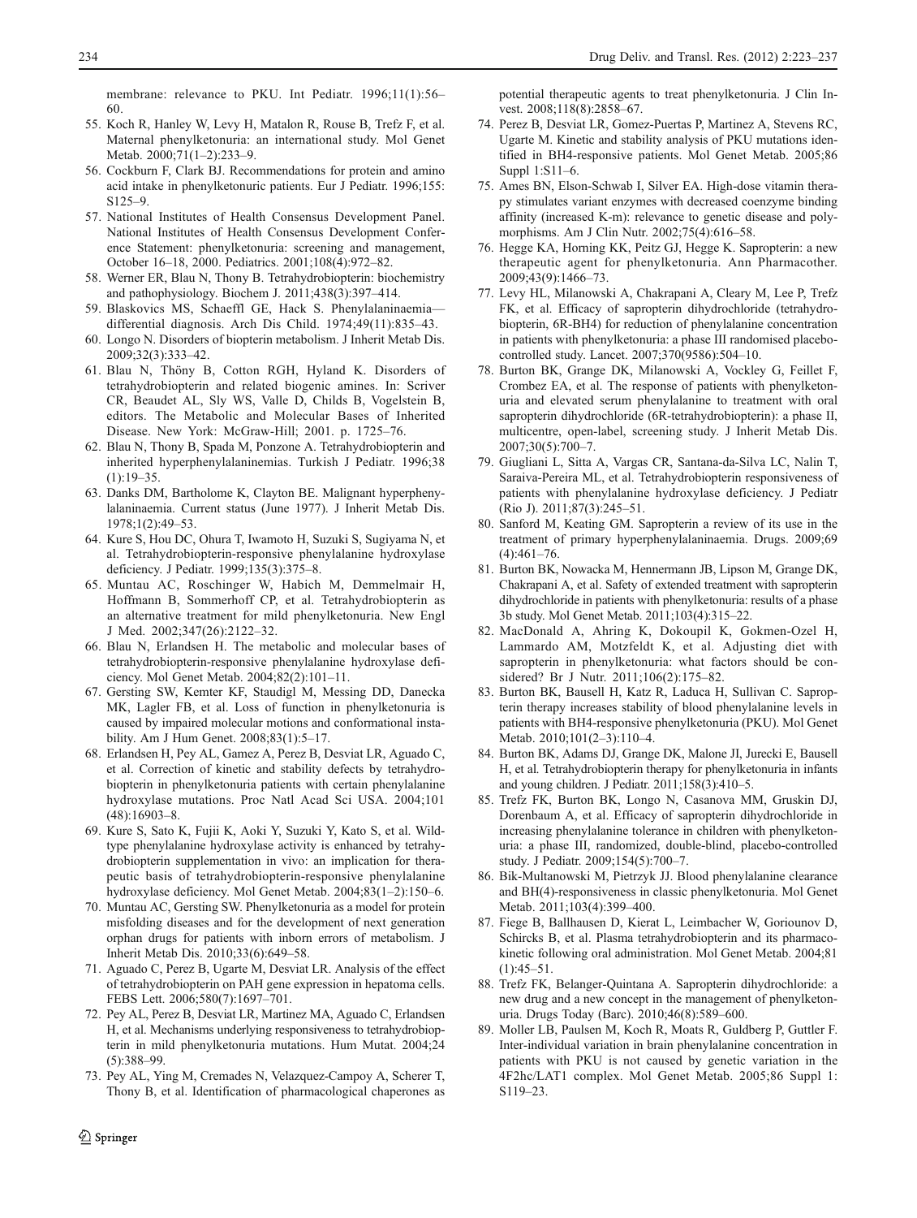membrane: relevance to PKU. Int Pediatr. 1996;11(1):56–60.

55. Koch R, Hanley W, Levy H, Matalon R, Rouse B, Trefz F, et al. Maternal phenylketonuria: an international study. Mol Genet Metab. 2000;71(1–2):233–9.
56. Cockburn F, Clark BJ. Recommendations for protein and amino acid intake in phenylketonuric patients. Eur J Pediatr. 1996;155: S125–9.
57. National Institutes of Health Consensus Development Panel. National Institutes of Health Consensus Development Conference Statement: phenylketonuria: screening and management, October 16–18, 2000. Pediatrics. 2001;108(4):972–82.
58. Werner ER, Blau N, Thony B. Tetrahydrobiopterin: biochemistry and pathophysiology. Biochem J. 2011;438(3):397–414.
59. Blaskovics MS, Schaeffl GE, Hack S. Phenylalaninaemia—differential diagnosis. Arch Dis Child. 1974;49(11):835–43.
60. Longo N. Disorders of biopterin metabolism. J Inherit Metab Dis. 2009;32(3):333–42.
61. Blau N, Thöny B, Cotton RGH, Hyland K. Disorders of tetrahydrobiopterin and related biogenic amines. In: Scriver CR, Beaudet AL, Sly WS, Valle D, Childs B, Vogelstein B, editors. The Metabolic and Molecular Bases of Inherited Disease. New York: McGraw-Hill; 2001. p. 1725–76.
62. Blau N, Thony B, Spada M, Ponzone A. Tetrahydrobiopterin and inherited hyperphenylalaninemias. Turkish J Pediatr. 1996;38 (1):19–35.
63. Danks DM, Bartholome K, Clayton BE. Malignant hyperphenylalaninaemia. Current status (June 1977). J Inherit Metab Dis. 1978;1(2):49–53.
64. Kure S, Hou DC, Ohura T, Iwamoto H, Suzuki S, Sugiyama N, et al. Tetrahydrobiopterin-responsive phenylalanine hydroxylase deficiency. J Pediatr. 1999;135(3):375–8.
65. Muntau AC, Roschinger W, Habich M, Demmelmair H, Hoffmann B, Sommerhoff CP, et al. Tetrahydrobiopterin as an alternative treatment for mild phenylketonuria. New Engl J Med. 2002;347(26):2122–32.
66. Blau N, Erlandsen H. The metabolic and molecular bases of tetrahydrobiopterin-responsive phenylalanine hydroxylase deficiency. Mol Genet Metab. 2004;82(2):101–11.
67. Gersting SW, Kemter KF, Staudigl M, Messing DD, Danecka MK, Lagler FB, et al. Loss of function in phenylketonuria is caused by impaired molecular motions and conformational instability. Am J Hum Genet. 2008;83(1):5–17.
68. Erlandsen H, Pey AL, Gamez A, Perez B, Desviat LR, Aguado C, et al. Correction of kinetic and stability defects by tetrahydrobiopterin in phenylketonuria patients with certain phenylalanine hydroxylase mutations. Proc Natl Acad Sci USA. 2004;101 (48):16903–8.
69. Kure S, Sato K, Fujii K, Aoki Y, Suzuki Y, Kato S, et al. Wild-type phenylalanine hydroxylase activity is enhanced by tetrahydrobiopterin supplementation in vivo: an implication for therapeutic basis of tetrahydrobiopterin-responsive phenylalanine hydroxylase deficiency. Mol Genet Metab. 2004;83(1–2):150–6.
70. Muntau AC, Gersting SW. Phenylketonuria as a model for protein misfolding diseases and for the development of next generation orphan drugs for patients with inborn errors of metabolism. J Inherit Metab Dis. 2010;33(6):649–58.
71. Aguado C, Perez B, Ugarte M, Desviat LR. Analysis of the effect of tetrahydrobiopterin on PAH gene expression in hepatoma cells. FEBS Lett. 2006;580(7):1697–701.
72. Pey AL, Perez B, Desviat LR, Martinez MA, Aguado C, Erlandsen H, et al. Mechanisms underlying responsiveness to tetrahydrobiopterin in mild phenylketonuria mutations. Hum Mutat. 2004;24 (5):388–99.
73. Pey AL, Ying M, Cremades N, Velazquez-Campoy A, Scherer T, Thony B, et al. Identification of pharmacological chaperones as potential therapeutic agents to treat phenylketonuria. J Clin Invest. 2008;118(8):2858–67.
74. Perez B, Desviat LR, Gomez-Puertas P, Martinez A, Stevens RC, Ugarte M. Kinetic and stability analysis of PKU mutations identified in BH4-responsive patients. Mol Genet Metab. 2005;86 Suppl 1:S11–6.
75. Ames BN, Elson-Schwab I, Silver EA. High-dose vitamin therapy stimulates variant enzymes with decreased coenzyme binding affinity (increased K-m): relevance to genetic disease and polymorphisms. Am J Clin Nutr. 2002;75(4):616–58.
76. Hegge KA, Horning KK, Peitz GJ, Hegge K. Sapropterin: a new therapeutic agent for phenylketonuria. Ann Pharmacother. 2009;43(9):1466–73.
77. Levy HL, Milanowski A, Chakrapani A, Cleary M, Lee P, Trefz FK, et al. Efficacy of sapropterin dihydrochloride (tetrahydrobiopterin, 6R-BH4) for reduction of phenylalanine concentration in patients with phenylketonuria: a phase III randomised placebo-controlled study. Lancet. 2007;370(9586):504–10.
78. Burton BK, Grange DK, Milanowski A, Vockley G, Feillet F, Crombez EA, et al. The response of patients with phenylketonuria and elevated serum phenylalanine to treatment with oral sapropterin dihydrochloride (6R-tetrahydrobiopterin): a phase II, multicentre, open-label, screening study. J Inherit Metab Dis. 2007;30(5):700–7.
79. Giugliani L, Sitta A, Vargas CR, Santana-da-Silva LC, Nalin T, Saraiva-Pereira ML, et al. Tetrahydrobiopterin responsiveness of patients with phenylalanine hydroxylase deficiency. J Pediatr (Rio J). 2011;87(3):245–51.
80. Sanford M, Keating GM. Sapropterin a review of its use in the treatment of primary hyperphenylalaninaemia. Drugs. 2009;69 (4):461–76.
81. Burton BK, Nowacka M, Hennermann JB, Lipson M, Grange DK, Chakrapani A, et al. Safety of extended treatment with sapropterin dihydrochloride in patients with phenylketonuria: results of a phase 3b study. Mol Genet Metab. 2011;103(4):315–22.
82. MacDonald A, Ahring K, Dokoupil K, Gokmen-Ozel H, Lammardo AM, Motzfeldt K, et al. Adjusting diet with sapropterin in phenylketonuria: what factors should be considered? Br J Nutr. 2011;106(2):175–82.
83. Burton BK, Bausell H, Katz R, Laduca H, Sullivan C. Sapropterin therapy increases stability of blood phenylalanine levels in patients with BH4-responsive phenylketonuria (PKU). Mol Genet Metab. 2010;101(2–3):110–4.
84. Burton BK, Adams DJ, Grange DK, Malone JI, Jurecki E, Bausell H, et al. Tetrahydrobiopterin therapy for phenylketonuria in infants and young children. J Pediatr. 2011;158(3):410–5.
85. Trefz FK, Burton BK, Longo N, Casanova MM, Gruskin DJ, Dorenbaum A, et al. Efficacy of sapropterin dihydrochloride in increasing phenylalanine tolerance in children with phenylketonuria: a phase III, randomized, double-blind, placebo-controlled study. J Pediatr. 2009;154(5):700–7.
86. Bik-Multanowski M, Pietrzyk JJ. Blood phenylalanine clearance and BH(4)-responsiveness in classic phenylketonuria. Mol Genet Metab. 2011;103(4):399–400.
87. Fiege B, Ballhausen D, Kierat L, Leimbacher W, Goriounov D, Schircks B, et al. Plasma tetrahydrobiopterin and its pharmacokinetic following oral administration. Mol Genet Metab. 2004;81 (1):45–51.
88. Trefz FK, Belanger-Quintana A. Sapropterin dihydrochloride: a new drug and a new concept in the management of phenylketonuria. Drugs Today (Barc). 2010;46(8):589–600.
89. Moller LB, Paulsen M, Koch R, Moats R, Guldberg P, Guttler F. Inter-individual variation in brain phenylalanine concentration in patients with PKU is not caused by genetic variation in the 4F2hc/LAT1 complex. Mol Genet Metab. 2005;86 Suppl 1: S119–23.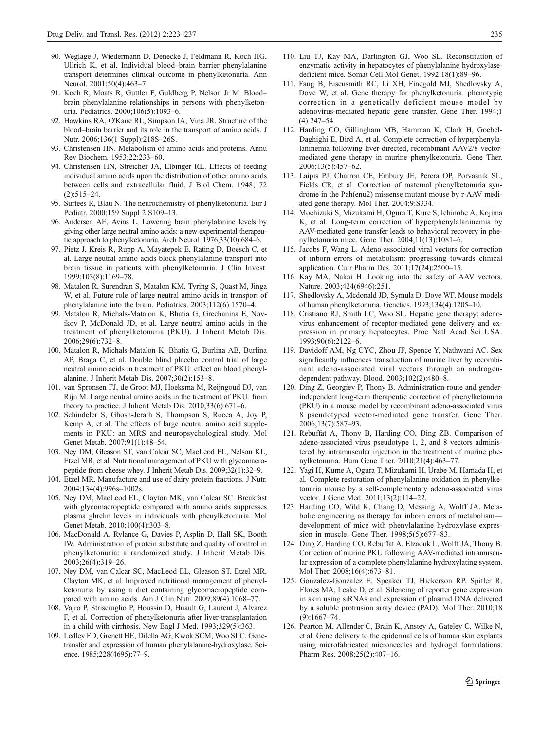90. Weglage J, Wiedermann D, Denecke J, Feldmann R, Koch HG, Ullrich K, et al. Individual blood–brain barrier phenylalanine transport determines clinical outcome in phenylketonuria. Ann Neurol. 2001;50(4):463–7.
91. Koch R, Moats R, Guttler F, Guldberg P, Nelson Jr M. Blood–brain phenylalanine relationships in persons with phenylketonuria. Pediatrics. 2000;106(5):1093–6.
92. Hawkins RA, O'Kane RL, Simpson IA, Vina JR. Structure of the blood–brain barrier and its role in the transport of amino acids. J Nutr. 2006;136(1 Suppl):218S–26S.
93. Christensen HN. Metabolism of amino acids and proteins. Annu Rev Biochem. 1953;22:233–60.
94. Christensen HN, Streicher JA, Elbinger RL. Effects of feeding individual amino acids upon the distribution of other amino acids between cells and extracellular fluid. J Biol Chem. 1948;172 (2):515–24.
95. Surtees R, Blau N. The neurochemistry of phenylketonuria. Eur J Pediatr. 2000;159 Suppl 2:S109–13.
96. Andersen AE, Avins L. Lowering brain phenylalanine levels by giving other large neutral amino acids: a new experimental therapeutic approach to phenylketonuria. Arch Neurol. 1976;33(10):684–6.
97. Pietz J, Kreis R, Rupp A, Mayatepek E, Rating D, Boesch C, et al. Large neutral amino acids block phenylalanine transport into brain tissue in patients with phenylketonuria. J Clin Invest. 1999;103(8):1169–78.
98. Matalon R, Surendran S, Matalon KM, Tyring S, Quast M, Jinga W, et al. Future role of large neutral amino acids in transport of phenylalanine into the brain. Pediatrics. 2003;112(6):1570–4.
99. Matalon R, Michals-Matalon K, Bhatia G, Grechanina E, Novikov P, McDonald JD, et al. Large neutral amino acids in the treatment of phenylketonuria (PKU). J Inherit Metab Dis. 2006;29(6):732–8.
100. Matalon R, Michals-Matalon K, Bhatia G, Burlina AB, Burlina AP, Braga C, et al. Double blind placebo control trial of large neutral amino acids in treatment of PKU: effect on blood phenylalanine. J Inherit Metab Dis. 2007;30(2):153–8.
101. van Spronsen FJ, de Groot MJ, Hoeksma M, Reijngoud DJ, van Rijn M. Large neutral amino acids in the treatment of PKU: from theory to practice. J Inherit Metab Dis. 2010;33(6):671–6.
102. Schindeler S, Ghosh-Jerath S, Thompson S, Rocca A, Joy P, Kemp A, et al. The effects of large neutral amino acid supplements in PKU: an MRS and neuropsychological study. Mol Genet Metab. 2007;91(1):48–54.
103. Ney DM, Gleason ST, van Calcar SC, MacLeod EL, Nelson KL, Etzel MR, et al. Nutritional management of PKU with glycomacropeptide from cheese whey. J Inherit Metab Dis. 2009;32(1):32–9.
104. Etzel MR. Manufacture and use of dairy protein fractions. J Nutr. 2004;134(4):996s–1002s.
105. Ney DM, MacLeod EL, Clayton MK, van Calcar SC. Breakfast with glycomacropeptide compared with amino acids suppresses plasma ghrelin levels in individuals with phenylketonuria. Mol Genet Metab. 2010;100(4):303–8.
106. MacDonald A, Rylance G, Davies P, Asplin D, Hall SK, Booth IW. Administration of protein substitute and quality of control in phenylketonuria: a randomized study. J Inherit Metab Dis. 2003;26(4):319–26.
107. Ney DM, van Calcar SC, MacLeod EL, Gleason ST, Etzel MR, Clayton MK, et al. Improved nutritional management of phenylketonuria by using a diet containing glycomacropeptide compared with amino acids. Am J Clin Nutr. 2009;89(4):1068–77.
108. Vajro P, Strisciuglio P, Houssin D, Huault G, Laurent J, Alvarez F, et al. Correction of phenylketonuria after liver-transplantation in a child with cirrhosis. New Engl J Med. 1993;329(5):363.
109. Ledley FD, Grenett HE, Dilella AG, Kwok SCM, Woo SLC. Gene-transfer and expression of human phenylalanine-hydroxylase. Science. 1985;228(4695):77–9.
110. Liu TJ, Kay MA, Darlington GJ, Woo SL. Reconstitution of enzymatic activity in hepatocytes of phenylalanine hydroxylase-deficient mice. Somat Cell Mol Genet. 1992;18(1):89–96.
111. Fang B, Eisensmith RC, Li XH, Finegold MJ, Shedlovsky A, Dove W, et al. Gene therapy for phenylketonuria: phenotypic correction in a genetically deficient mouse model by adenovirus-mediated hepatic gene transfer. Gene Ther. 1994;1 (4):247–54.
112. Harding CO, Gillingham MB, Hamman K, Clark H, Goebel-Daghighi E, Bird A, et al. Complete correction of hyperphenylalaninemia following liver-directed, recombinant AAV2/8 vector-mediated gene therapy in murine phenylketonuria. Gene Ther. 2006;13(5):457–62.
113. Laipis PJ, Charron CE, Embury JE, Perera OP, Porvasnik SL, Fields CR, et al. Correction of maternal phenylketonuria syndrome in the Pah(enu2) missense mutant mouse by r-AAV mediated gene therapy. Mol Ther. 2004;9:S334.
114. Mochizuki S, Mizukami H, Ogura T, Kure S, Ichinohe A, Kojima K, et al. Long-term correction of hyperphenylalaninemia by AAV-mediated gene transfer leads to behavioral recovery in phenylketonuria mice. Gene Ther. 2004;11(13):1081–6.
115. Jacobs F, Wang L. Adeno-associated viral vectors for correction of inborn errors of metabolism: progressing towards clinical application. Curr Pharm Des. 2011;17(24):2500–15.
116. Kay MA, Nakai H. Looking into the safety of AAV vectors. Nature. 2003;424(6946):251.
117. Shedlovsky A, Mcdonald JD, Symula D, Dove WF. Mouse models of human phenylketonuria. Genetics. 1993;134(4):1205–10.
118. Cristiano RJ, Smith LC, Woo SL. Hepatic gene therapy: adenovirus enhancement of receptor-mediated gene delivery and expression in primary hepatocytes. Proc Natl Acad Sci USA. 1993;90(6):2122–6.
119. Davidoff AM, Ng CYC, Zhou JF, Spence Y, Nathwani AC. Sex significantly influences transduction of murine liver by recombinant adeno-associated viral vectors through an androgen-dependent pathway. Blood. 2003;102(2):480–8.
120. Ding Z, Georgiev P, Thony B. Administration-route and gender-independent long-term therapeutic correction of phenylketonuria (PKU) in a mouse model by recombinant adeno-associated virus 8 pseudotyped vector-mediated gene transfer. Gene Ther. 2006;13(7):587–93.
121. Rebuffat A, Thony B, Harding CO, Ding ZB. Comparison of adeno-associated virus pseudotype 1, 2, and 8 vectors administered by intramuscular injection in the treatment of murine phenylketonuria. Hum Gene Ther. 2010;21(4):463–77.
122. Yagi H, Kume A, Ogura T, Mizukami H, Urabe M, Hamada H, et al. Complete restoration of phenylalanine oxidation in phenylketonuria mouse by a self-complementary adeno-associated virus vector. J Gene Med. 2011;13(2):114–22.
123. Harding CO, Wild K, Chang D, Messing A, Wolff JA. Metabolic engineering as therapy for inborn errors of metabolism—development of mice with phenylalanine hydroxylase expression in muscle. Gene Ther. 1998;5(5):677–83.
124. Ding Z, Harding CO, Rebuffat A, Elzaouk L, Wolff JA, Thony B. Correction of murine PKU following AAV-mediated intramuscular expression of a complete phenylalanine hydroxylating system. Mol Ther. 2008;16(4):673–81.
125. Gonzalez-Gonzalez E, Speaker TJ, Hickerson RP, Spitler R, Flores MA, Leake D, et al. Silencing of reporter gene expression in skin using siRNAs and expression of plasmid DNA delivered by a soluble protrusion array device (PAD). Mol Ther. 2010;18 (9):1667–74.
126. Pearton M, Allender C, Brain K, Anstey A, Gateley C, Wilke N, et al. Gene delivery to the epidermal cells of human skin explants using microfabricated microneedles and hydrogel formulations. Pharm Res. 2008;25(2):407–16.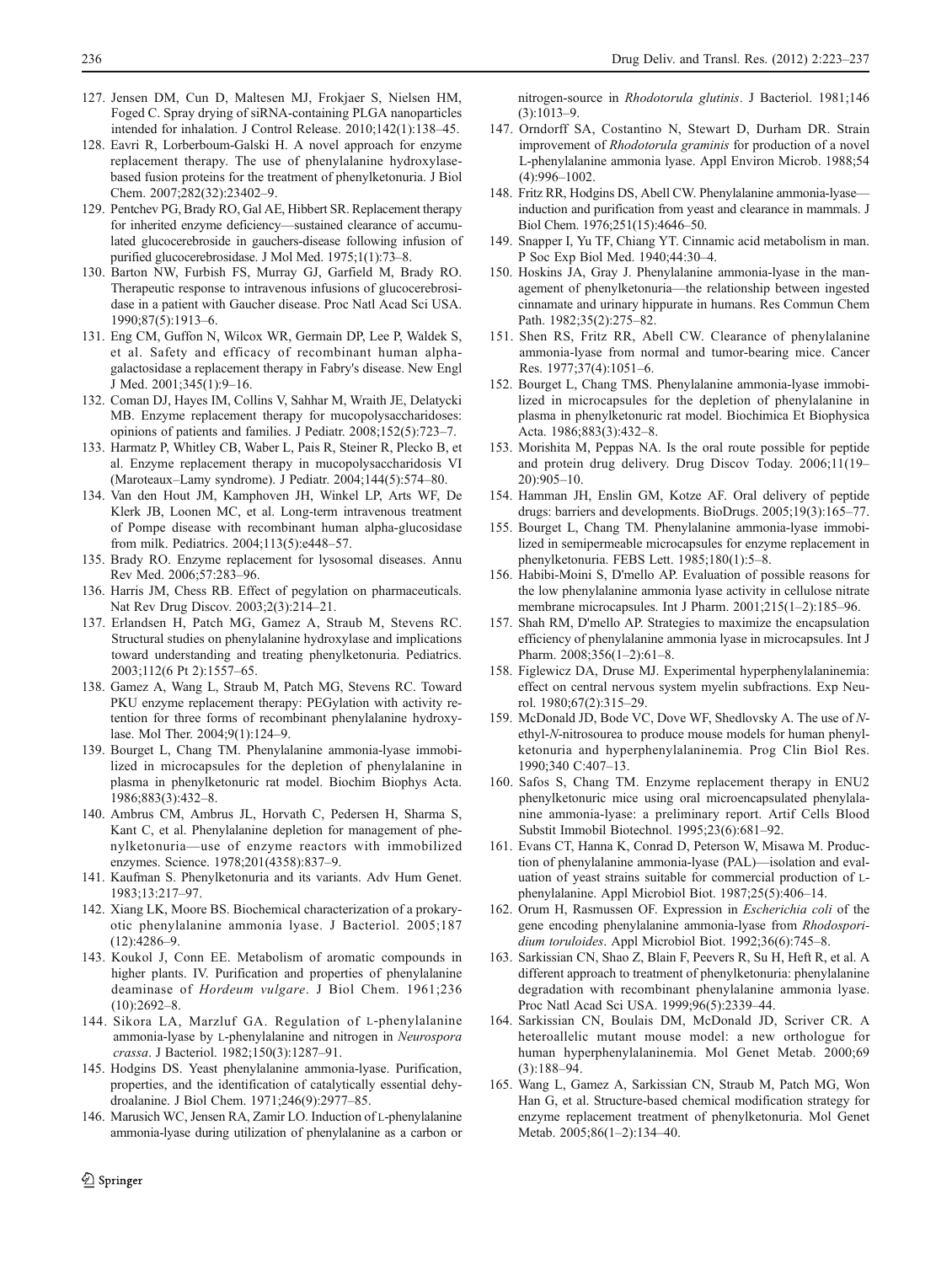127. Jensen DM, Cun D, Maltesen MJ, Frokjaer S, Nielsen HM, Foged C. Spray drying of siRNA-containing PLGA nanoparticles intended for inhalation. J Control Release. 2010;142(1):138–45.
128. Eavri R, Lorberboum-Galski H. A novel approach for enzyme replacement therapy. The use of phenylalanine hydroxylase-based fusion proteins for the treatment of phenylketonuria. J Biol Chem. 2007;282(32):23402–9.
129. Pentchev PG, Brady RO, Gal AE, Hibbert SR. Replacement therapy for inherited enzyme deficiency—sustained clearance of accumulated glucocerebroside in gauchers-disease following infusion of purified glucocerebrosidase. J Mol Med. 1975;1(1):73–8.
130. Barton NW, Furbish FS, Murray GJ, Garfield M, Brady RO. Therapeutic response to intravenous infusions of glucocerebrosidase in a patient with Gaucher disease. Proc Natl Acad Sci USA. 1990;87(5):1913–6.
131. Eng CM, Guffon N, Wilcox WR, Germain DP, Lee P, Waldek S, et al. Safety and efficacy of recombinant human alpha-galactosidase a replacement therapy in Fabry's disease. New Engl J Med. 2001;345(1):9–16.
132. Coman DJ, Hayes IM, Collins V, Sahhar M, Wraith JE, Delatycki MB. Enzyme replacement therapy for mucopolysaccharidoses: opinions of patients and families. J Pediatr. 2008;152(5):723–7.
133. Harmatz P, Whitley CB, Waber L, Pais R, Steiner R, Plecko B, et al. Enzyme replacement therapy in mucopolysaccharidosis VI (Maroteaux–Lamy syndrome). J Pediatr. 2004;144(5):574–80.
134. Van den Hout JM, Kamphoven JH, Winkel LP, Arts WF, De Klerk JB, Loonen MC, et al. Long-term intravenous treatment of Pompe disease with recombinant human alpha-glucosidase from milk. Pediatrics. 2004;113(5):e448–57.
135. Brady RO. Enzyme replacement for lysosomal diseases. Annu Rev Med. 2006;57:283–96.
136. Harris JM, Chess RB. Effect of pegylation on pharmaceuticals. Nat Rev Drug Discov. 2003;2(3):214–21.
137. Erlandsen H, Patch MG, Gamez A, Straub M, Stevens RC. Structural studies on phenylalanine hydroxylase and implications toward understanding and treating phenylketonuria. Pediatrics. 2003;112(6 Pt 2):1557–65.
138. Gamez A, Wang L, Straub M, Patch MG, Stevens RC. Toward PKU enzyme replacement therapy: PEGylation with activity retention for three forms of recombinant phenylalanine hydroxylase. Mol Ther. 2004;9(1):124–9.
139. Bourget L, Chang TM. Phenylalanine ammonia-lyase immobilized in microcapsules for the depletion of phenylalanine in plasma in phenylketonuric rat model. Biochim Biophys Acta. 1986;883(3):432–8.
140. Ambrus CM, Ambrus JL, Horvath C, Pedersen H, Sharma S, Kant C, et al. Phenylalanine depletion for management of phenylketonuria—use of enzyme reactors with immobilized enzymes. Science. 1978;201(4358):837–9.
141. Kaufman S. Phenylketonuria and its variants. Adv Hum Genet. 1983;13:217–97.
142. Xiang LK, Moore BS. Biochemical characterization of a prokaryotic phenylalanine ammonia lyase. J Bacteriol. 2005;187(12):4286–9.
143. Koukol J, Conn EE. Metabolism of aromatic compounds in higher plants. IV. Purification and properties of phenylalanine deaminase of *Hordeum vulgare*. J Biol Chem. 1961;236(10):2692–8.
144. Sikora LA, Marzluf GA. Regulation of L-phenylalanine ammonia-lyase by L-phenylalanine and nitrogen in *Neurospora crassa*. J Bacteriol. 1982;150(3):1287–91.
145. Hodgins DS. Yeast phenylalanine ammonia-lyase. Purification, properties, and the identification of catalytically essential dehydroalanine. J Biol Chem. 1971;246(9):2977–85.
146. Marusich WC, Jensen RA, Zamir LO. Induction of L-phenylalanine ammonia-lyase during utilization of phenylalanine as a carbon or nitrogen-source in *Rhodotorula glutinis*. J Bacteriol. 1981;146(3):1013–9.
147. Orndorff SA, Costantino N, Stewart D, Durham DR. Strain improvement of *Rhodotorula graminis* for production of a novel L-phenylalanine ammonia lyase. Appl Environ Microb. 1988;54(4):996–1002.
148. Fritz RR, Hodgins DS, Abell CW. Phenylalanine ammonia-lyase—induction and purification from yeast and clearance in mammals. J Biol Chem. 1976;251(15):4646–50.
149. Snapper I, Yu TF, Chiang YT. Cinnamic acid metabolism in man. P Soc Exp Biol Med. 1940;44:30–4.
150. Hoskins JA, Gray J. Phenylalanine ammonia-lyase in the management of phenylketonuria—the relationship between ingested cinnamate and urinary hippurate in humans. Res Commun Chem Path. 1982;35(2):275–82.
151. Shen RS, Fritz RR, Abell CW. Clearance of phenylalanine ammonia-lyase from normal and tumor-bearing mice. Cancer Res. 1977;37(4):1051–6.
152. Bourget L, Chang TMS. Phenylalanine ammonia-lyase immobilized in microcapsules for the depletion of phenylalanine in plasma in phenylketonuric rat model. Biochimica Et Biophysica Acta. 1986;883(3):432–8.
153. Morishita M, Peppas NA. Is the oral route possible for peptide and protein drug delivery. Drug Discov Today. 2006;11(19–20):905–10.
154. Hamman JH, Enslin GM, Kotze AF. Oral delivery of peptide drugs: barriers and developments. BioDrugs. 2005;19(3):165–77.
155. Bourget L, Chang TM. Phenylalanine ammonia-lyase immobilized in semipermeable microcapsules for enzyme replacement in phenylketonuria. FEBS Lett. 1985;180(1):5–8.
156. Habibi-Moini S, D'mello AP. Evaluation of possible reasons for the low phenylalanine ammonia lyase activity in cellulose nitrate membrane microcapsules. Int J Pharm. 2001;215(1–2):185–96.
157. Shah RM, D'mello AP. Strategies to maximize the encapsulation efficiency of phenylalanine ammonia lyase in microcapsules. Int J Pharm. 2008;356(1–2):61–8.
158. Figlewicz DA, Druse MJ. Experimental hyperphenylalaninemia: effect on central nervous system myelin subfractions. Exp Neurol. 1980;67(2):315–29.
159. McDonald JD, Bode VC, Dove WF, Shedlovsky A. The use of *N*-ethyl-*N*-nitrosourea to produce mouse models for human phenylketonuria and hyperphenylalaninemia. Prog Clin Biol Res. 1990;340 C:407–13.
160. Safos S, Chang TM. Enzyme replacement therapy in ENU2 phenylketonuric mice using oral microencapsulated phenylalanine ammonia-lyase: a preliminary report. Artif Cells Blood Substit Immobil Biotechnol. 1995;23(6):681–92.
161. Evans CT, Hanna K, Conrad D, Peterson W, Misawa M. Production of phenylalanine ammonia-lyase (PAL)—isolation and evaluation of yeast strains suitable for commercial production of L-phenylalanine. Appl Microbiol Biot. 1987;25(5):406–14.
162. Orum H, Rasmussen OF. Expression in *Escherichia coli* of the gene encoding phenylalanine ammonia-lyase from *Rhodosporidium toruloides*. Appl Microbiol Biot. 1992;36(6):745–8.
163. Sarkissian CN, Shao Z, Blain F, Peevers R, Su H, Heft R, et al. A different approach to treatment of phenylketonuria: phenylalanine degradation with recombinant phenylalanine ammonia lyase. Proc Natl Acad Sci USA. 1999;96(5):2339–44.
164. Sarkissian CN, Boulais DM, McDonald JD, Scriver CR. A heteroallelic mutant mouse model: a new orthologue for human hyperphenylalaninemia. Mol Genet Metab. 2000;69(3):188–94.
165. Wang L, Gamez A, Sarkissian CN, Straub M, Patch MG, Won Han G, et al. Structure-based chemical modification strategy for enzyme replacement treatment of phenylketonuria. Mol Genet Metab. 2005;86(1–2):134–40.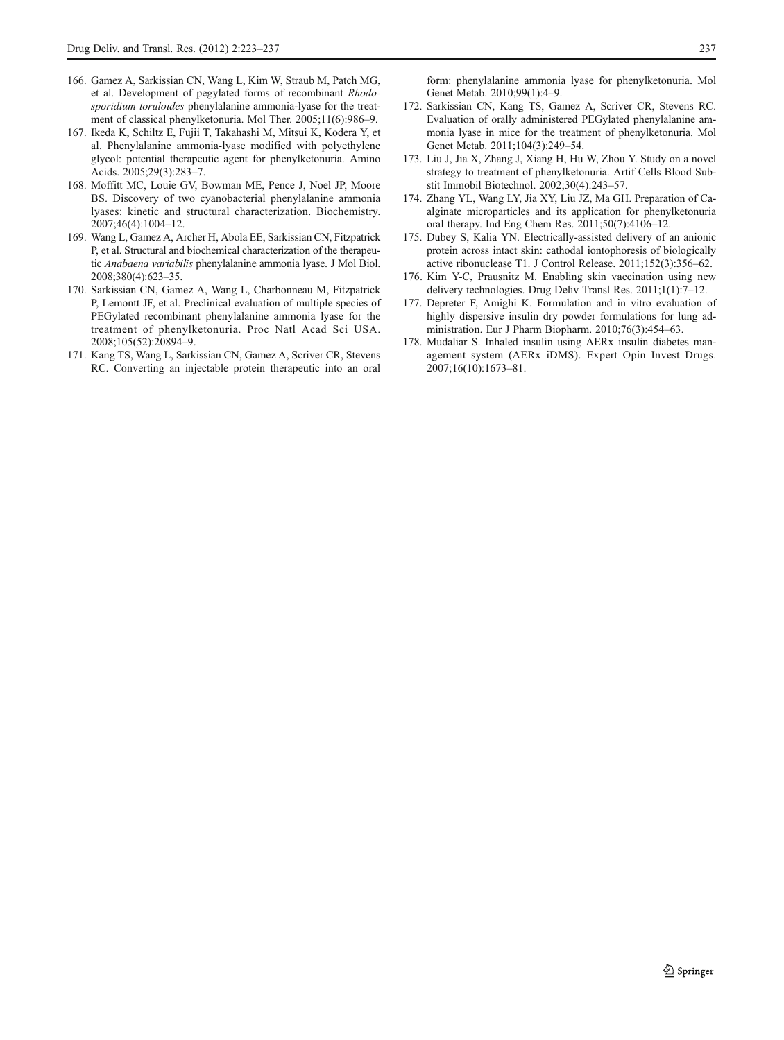166. Gamez A, Sarkissian CN, Wang L, Kim W, Straub M, Patch MG, et al. Development of pegylated forms of recombinant *Rhodosporidium toruloides* phenylalanine ammonia-lyase for the treatment of classical phenylketonuria. Mol Ther. 2005;11(6):986–9.
167. Ikeda K, Schiltz E, Fujii T, Takahashi M, Mitsui K, Kodera Y, et al. Phenylalanine ammonia-lyase modified with polyethylene glycol: potential therapeutic agent for phenylketonuria. Amino Acids. 2005;29(3):283–7.
168. Moffitt MC, Louie GV, Bowman ME, Pence J, Noel JP, Moore BS. Discovery of two cyanobacterial phenylalanine ammonia lyases: kinetic and structural characterization. Biochemistry. 2007;46(4):1004–12.
169. Wang L, Gamez A, Archer H, Abola EE, Sarkissian CN, Fitzpatrick P, et al. Structural and biochemical characterization of the therapeutic *Anabaena variabilis* phenylalanine ammonia lyase. J Mol Biol. 2008;380(4):623–35.
170. Sarkissian CN, Gamez A, Wang L, Charbonneau M, Fitzpatrick P, Lemontt JF, et al. Preclinical evaluation of multiple species of PEGylated recombinant phenylalanine ammonia lyase for the treatment of phenylketonuria. Proc Natl Acad Sci USA. 2008;105(52):20894–9.
171. Kang TS, Wang L, Sarkissian CN, Gamez A, Scriver CR, Stevens RC. Converting an injectable protein therapeutic into an oral form: phenylalanine ammonia lyase for phenylketonuria. Mol Genet Metab. 2010;99(1):4–9.
172. Sarkissian CN, Kang TS, Gamez A, Scriver CR, Stevens RC. Evaluation of orally administered PEGylated phenylalanine ammonia lyase in mice for the treatment of phenylketonuria. Mol Genet Metab. 2011;104(3):249–54.
173. Liu J, Jia X, Zhang J, Xiang H, Hu W, Zhou Y. Study on a novel strategy to treatment of phenylketonuria. Artif Cells Blood Substit Immobil Biotechnol. 2002;30(4):243–57.
174. Zhang YL, Wang LY, Jia XY, Liu JZ, Ma GH. Preparation of Ca-alginate microparticles and its application for phenylketonuria oral therapy. Ind Eng Chem Res. 2011;50(7):4106–12.
175. Dubey S, Kalia YN. Electrically-assisted delivery of an anionic protein across intact skin: cathodal iontophoresis of biologically active ribonuclease T1. J Control Release. 2011;152(3):356–62.
176. Kim Y-C, Prausnitz M. Enabling skin vaccination using new delivery technologies. Drug Deliv Transl Res. 2011;1(1):7–12.
177. Depreter F, Amighi K. Formulation and in vitro evaluation of highly dispersive insulin dry powder formulations for lung administration. Eur J Pharm Biopharm. 2010;76(3):454–63.
178. Mudaliar S. Inhaled insulin using AERx insulin diabetes management system (AERx iDMS). Expert Opin Invest Drugs. 2007;16(10):1673–81.